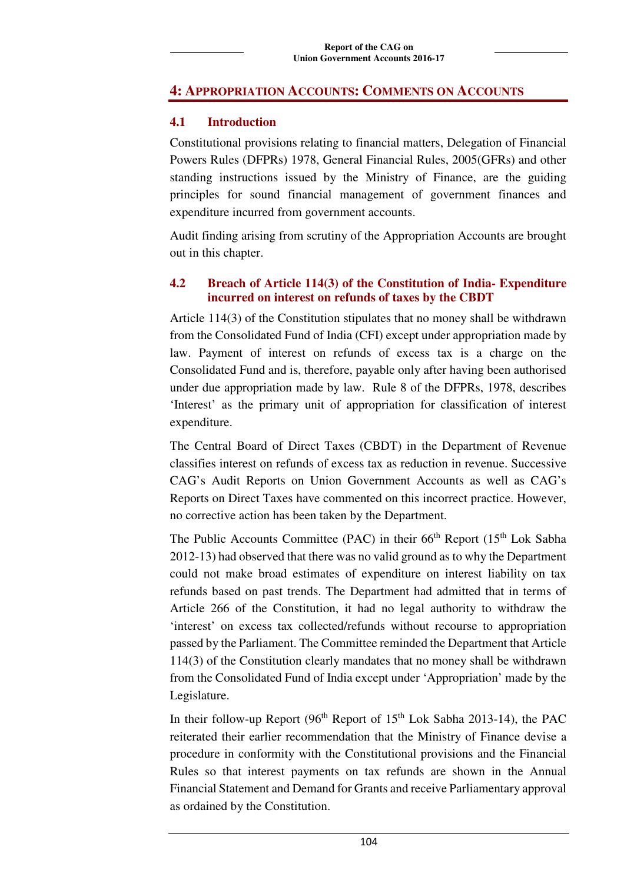# 4: Appropriation Accounts: Comments on Accounts

## 4.1 Introduction

Constitutional provisions relating to financial matters, Delegation of Financial Powers Rules (DFPRs) 1978, General Financial Rules, 2005(GFRs) and other standing instructions issued by the Ministry of Finance, are the guiding principles for sound financial management of government finances and expenditure incurred from government accounts.

Audit finding arising from scrutiny of the Appropriation Accounts are brought out in this chapter.

## 4.2 Breach of Article 114(3) of the Constitution of India- Expenditure incurred on interest on refunds of taxes by the CBDT

Article 114(3) of the Constitution stipulates that no money shall be withdrawn from the Consolidated Fund of India (CFI) except under appropriation made by law. Payment of interest on refunds of excess tax is a charge on the Consolidated Fund and is, therefore, payable only after having been authorised under due appropriation made by law. Rule 8 of the DFPRs, 1978, describes 'Interest' as the primary unit of appropriation for classification of interest expenditure.

The Central Board of Direct Taxes (CBDT) in the Department of Revenue classifies interest on refunds of excess tax as reduction in revenue. Successive CAG's Audit Reports on Union Government Accounts as well as CAG's Reports on Direct Taxes have commented on this incorrect practice. However, no corrective action has been taken by the Department.

The Public Accounts Committee (PAC) in their 66th Report (15th Lok Sabha 2012-13) had observed that there was no valid ground as to why the Department could not make broad estimates of expenditure on interest liability on tax refunds based on past trends. The Department had admitted that in terms of Article 266 of the Constitution, it had no legal authority to withdraw the 'interest' on excess tax collected/refunds without recourse to appropriation passed by the Parliament. The Committee reminded the Department that Article 114(3) of the Constitution clearly mandates that no money shall be withdrawn from the Consolidated Fund of India except under 'Appropriation' made by the Legislature.

In their follow-up Report (96th Report of 15th Lok Sabha 2013-14), the PAC reiterated their earlier recommendation that the Ministry of Finance devise a procedure in conformity with the Constitutional provisions and the Financial Rules so that interest payments on tax refunds are shown in the Annual Financial Statement and Demand for Grants and receive Parliamentary approval as ordained by the Constitution.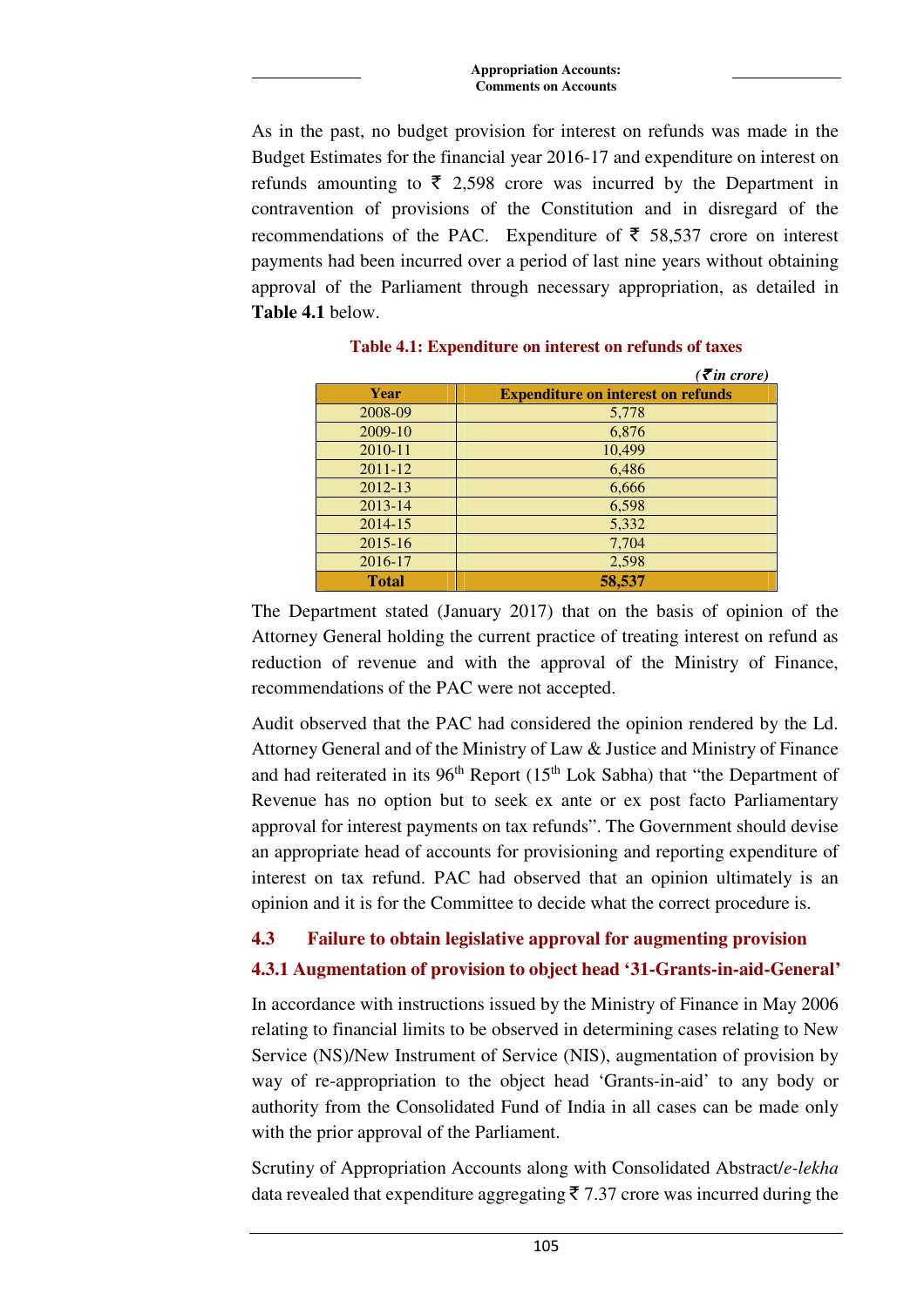As in the past, no budget provision for interest on refunds was made in the Budget Estimates for the financial year 2016-17 and expenditure on interest on refunds amounting to ₹ 2,598 crore was incurred by the Department in contravention of provisions of the Constitution and in disregard of the recommendations of the PAC. Expenditure of ₹ 58,537 crore on interest payments had been incurred over a period of last nine years without obtaining approval of the Parliament through necessary appropriation, as detailed in **Table 4.1** below.

**Table 4.1: Expenditure on interest on refunds of taxes**

*(₹ in crore)*

| Year | Expenditure on interest on refunds |
|---|---|
| 2008-09 | 5,778 |
| 2009-10 | 6,876 |
| 2010-11 | 10,499 |
| 2011-12 | 6,486 |
| 2012-13 | 6,666 |
| 2013-14 | 6,598 |
| 2014-15 | 5,332 |
| 2015-16 | 7,704 |
| 2016-17 | 2,598 |
| **Total** | **58,537** |

The Department stated (January 2017) that on the basis of opinion of the Attorney General holding the current practice of treating interest on refund as reduction of revenue and with the approval of the Ministry of Finance, recommendations of the PAC were not accepted.

Audit observed that the PAC had considered the opinion rendered by the Ld. Attorney General and of the Ministry of Law & Justice and Ministry of Finance and had reiterated in its 96th Report (15th Lok Sabha) that "the Department of Revenue has no option but to seek ex ante or ex post facto Parliamentary approval for interest payments on tax refunds". The Government should devise an appropriate head of accounts for provisioning and reporting expenditure of interest on tax refund. PAC had observed that an opinion ultimately is an opinion and it is for the Committee to decide what the correct procedure is.

## 4.3 Failure to obtain legislative approval for augmenting provision

### 4.3.1 Augmentation of provision to object head '31-Grants-in-aid-General'

In accordance with instructions issued by the Ministry of Finance in May 2006 relating to financial limits to be observed in determining cases relating to New Service (NS)/New Instrument of Service (NIS), augmentation of provision by way of re-appropriation to the object head 'Grants-in-aid' to any body or authority from the Consolidated Fund of India in all cases can be made only with the prior approval of the Parliament.

Scrutiny of Appropriation Accounts along with Consolidated Abstract/*e-lekha* data revealed that expenditure aggregating ₹ 7.37 crore was incurred during the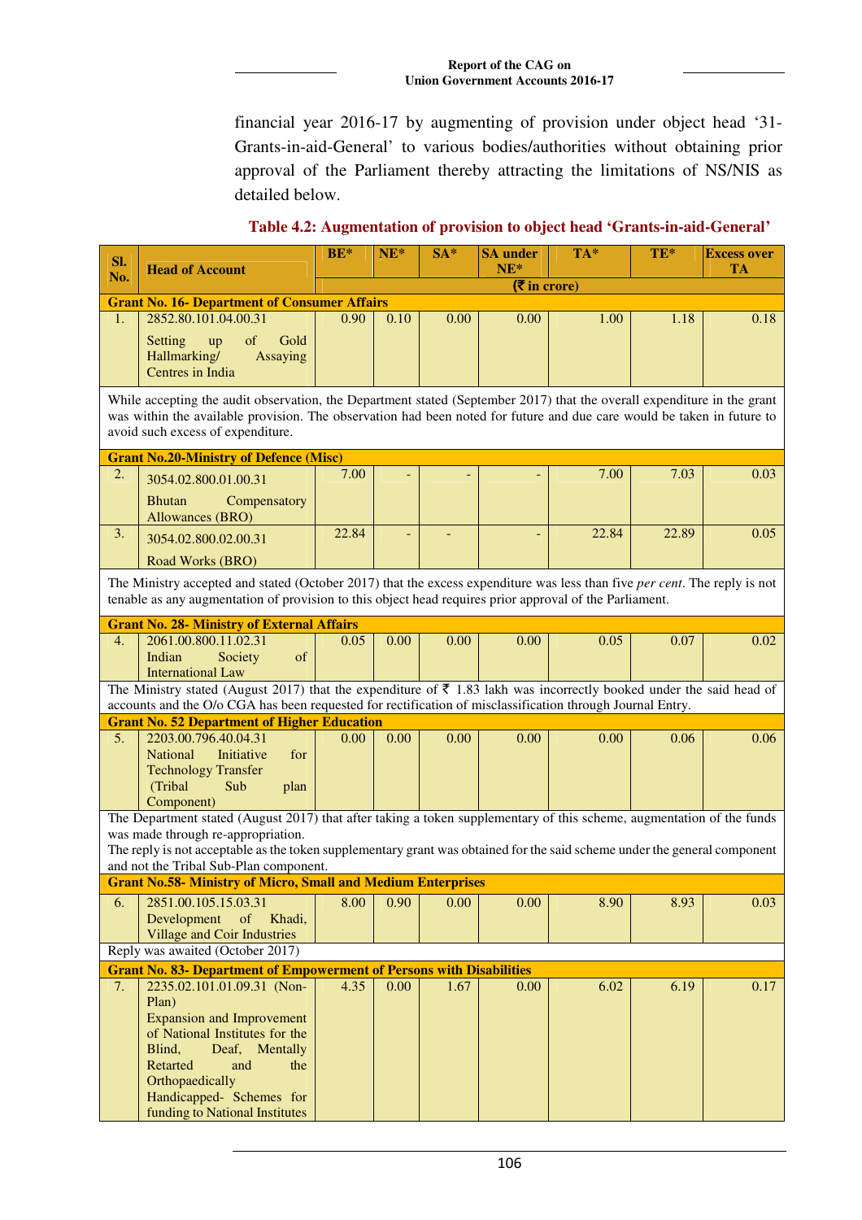financial year 2016-17 by augmenting of provision under object head '31-Grants-in-aid-General' to various bodies/authorities without obtaining prior approval of the Parliament thereby attracting the limitations of NS/NIS as detailed below.

**Table 4.2: Augmentation of provision to object head 'Grants-in-aid-General'**

| Sl. No. | Head of Account | BE* | NE* | SA* | SA under NE* | TA* | TE* | Excess over TA |
|---|---|---|---|---|---|---|---|---|
| | | (₹ in crore) | | | | | | |
| **Grant No. 16- Department of Consumer Affairs** | | | | | | | | |
| 1. | 2852.80.101.04.00.31 Setting up of Gold Hallmarking/ Assaying Centres in India | 0.90 | 0.10 | 0.00 | 0.00 | 1.00 | 1.18 | 0.18 |
| While accepting the audit observation, the Department stated (September 2017) that the overall expenditure in the grant was within the available provision. The observation had been noted for future and due care would be taken in future to avoid such excess of expenditure. | | | | | | | | |
| **Grant No.20-Ministry of Defence (Misc)** | | | | | | | | |
| 2. | 3054.02.800.01.00.31 Bhutan Compensatory Allowances (BRO) | 7.00 | - | - | - | 7.00 | 7.03 | 0.03 |
| 3. | 3054.02.800.02.00.31 Road Works (BRO) | 22.84 | - | - | - | 22.84 | 22.89 | 0.05 |
| The Ministry accepted and stated (October 2017) that the excess expenditure was less than five *per cent*. The reply is not tenable as any augmentation of provision to this object head requires prior approval of the Parliament. | | | | | | | | |
| **Grant No. 28- Ministry of External Affairs** | | | | | | | | |
| 4. | 2061.00.800.11.02.31 Indian Society of International Law | 0.05 | 0.00 | 0.00 | 0.00 | 0.05 | 0.07 | 0.02 |
| The Ministry stated (August 2017) that the expenditure of ₹ 1.83 lakh was incorrectly booked under the said head of accounts and the O/o CGA has been requested for rectification of misclassification through Journal Entry. | | | | | | | | |
| **Grant No. 52 Department of Higher Education** | | | | | | | | |
| 5. | 2203.00.796.40.04.31 National Initiative for Technology Transfer (Tribal Sub plan Component) | 0.00 | 0.00 | 0.00 | 0.00 | 0.00 | 0.06 | 0.06 |
| The Department stated (August 2017) that after taking a token supplementary of this scheme, augmentation of the funds was made through re-appropriation. The reply is not acceptable as the token supplementary grant was obtained for the said scheme under the general component and not the Tribal Sub-Plan component. | | | | | | | | |
| **Grant No.58- Ministry of Micro, Small and Medium Enterprises** | | | | | | | | |
| 6. | 2851.00.105.15.03.31 Development of Khadi, Village and Coir Industries | 8.00 | 0.90 | 0.00 | 0.00 | 8.90 | 8.93 | 0.03 |
| Reply was awaited (October 2017) | | | | | | | | |
| **Grant No. 83- Department of Empowerment of Persons with Disabilities** | | | | | | | | |
| 7. | 2235.02.101.01.09.31 (Non-Plan) Expansion and Improvement of National Institutes for the Blind, Deaf, Mentally Retarted and the Orthopaedically Handicapped- Schemes for funding to National Institutes | 4.35 | 0.00 | 1.67 | 0.00 | 6.02 | 6.19 | 0.17 |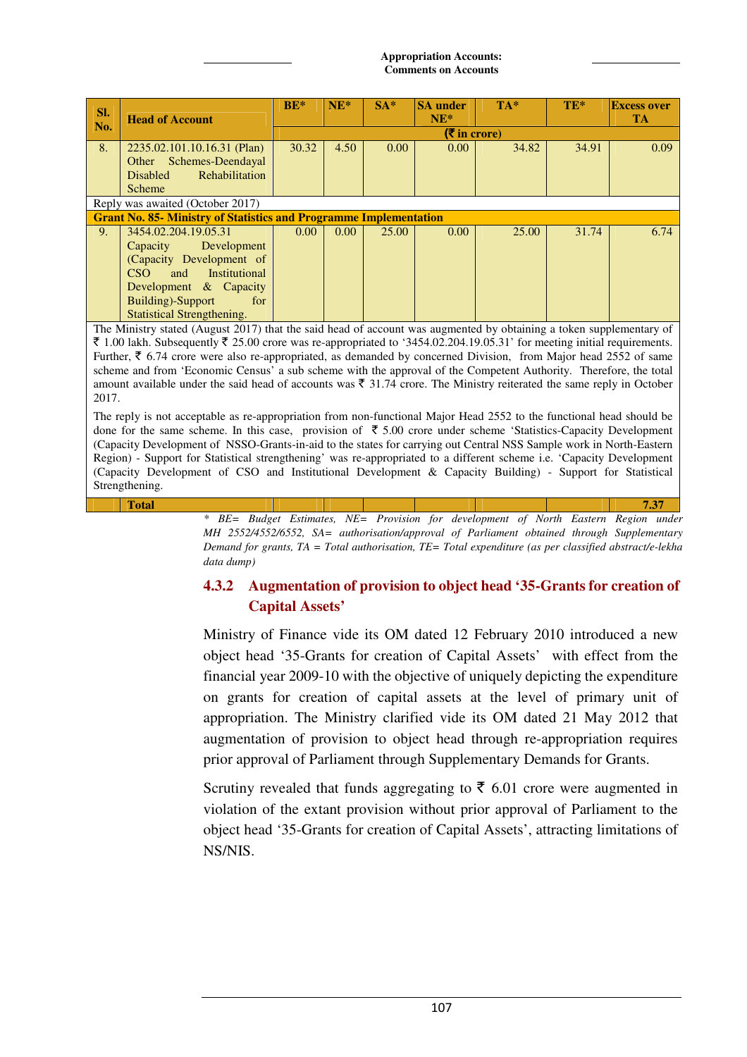| Sl. No. | Head of Account | BE* | NE* | SA* | SA under NE* | TA* | TE* | Excess over TA |
|---|---|---|---|---|---|---|---|---|
| | | (₹ in crore) | | | | | | |
| 8. | 2235.02.101.10.16.31 (Plan) Other Schemes-Deendayal Disabled Rehabilitation Scheme | 30.32 | 4.50 | 0.00 | 0.00 | 34.82 | 34.91 | 0.09 |
| Reply was awaited (October 2017) | | | | | | | | |
| **Grant No. 85- Ministry of Statistics and Programme Implementation** | | | | | | | | |
| 9. | 3454.02.204.19.05.31 Capacity Development (Capacity Development of CSO and Institutional Development & Capacity Building)-Support for Statistical Strengthening. | 0.00 | 0.00 | 25.00 | 0.00 | 25.00 | 31.74 | 6.74 |
| The Ministry stated (August 2017) that the said head of account was augmented by obtaining a token supplementary of ₹ 1.00 lakh. Subsequently ₹ 25.00 crore was re-appropriated to '3454.02.204.19.05.31' for meeting initial requirements. Further, ₹ 6.74 crore were also re-appropriated, as demanded by concerned Division, from Major head 2552 of same scheme and from 'Economic Census' a sub scheme with the approval of the Competent Authority. Therefore, the total amount available under the said head of accounts was ₹ 31.74 crore. The Ministry reiterated the same reply in October 2017. The reply is not acceptable as re-appropriation from non-functional Major Head 2552 to the functional head should be done for the same scheme. In this case, provision of ₹ 5.00 crore under scheme 'Statistics-Capacity Development (Capacity Development of NSSO-Grants-in-aid to the states for carrying out Central NSS Sample work in North-Eastern Region) - Support for Statistical strengthening' was re-appropriated to a different scheme i.e. 'Capacity Development (Capacity Development of CSO and Institutional Development & Capacity Building) - Support for Statistical Strengthening. | | | | | | | | |
| | **Total** | | | | | | | **7.37** |

*\* BE= Budget Estimates, NE= Provision for development of North Eastern Region under MH 2552/4552/6552, SA= authorisation/approval of Parliament obtained through Supplementary Demand for grants, TA = Total authorisation, TE= Total expenditure (as per classified abstract/e-lekha data dump)*

### 4.3.2 Augmentation of provision to object head '35-Grants for creation of Capital Assets'

Ministry of Finance vide its OM dated 12 February 2010 introduced a new object head '35-Grants for creation of Capital Assets' with effect from the financial year 2009-10 with the objective of uniquely depicting the expenditure on grants for creation of capital assets at the level of primary unit of appropriation. The Ministry clarified vide its OM dated 21 May 2012 that augmentation of provision to object head through re-appropriation requires prior approval of Parliament through Supplementary Demands for Grants.

Scrutiny revealed that funds aggregating to ₹ 6.01 crore were augmented in violation of the extant provision without prior approval of Parliament to the object head '35-Grants for creation of Capital Assets', attracting limitations of NS/NIS.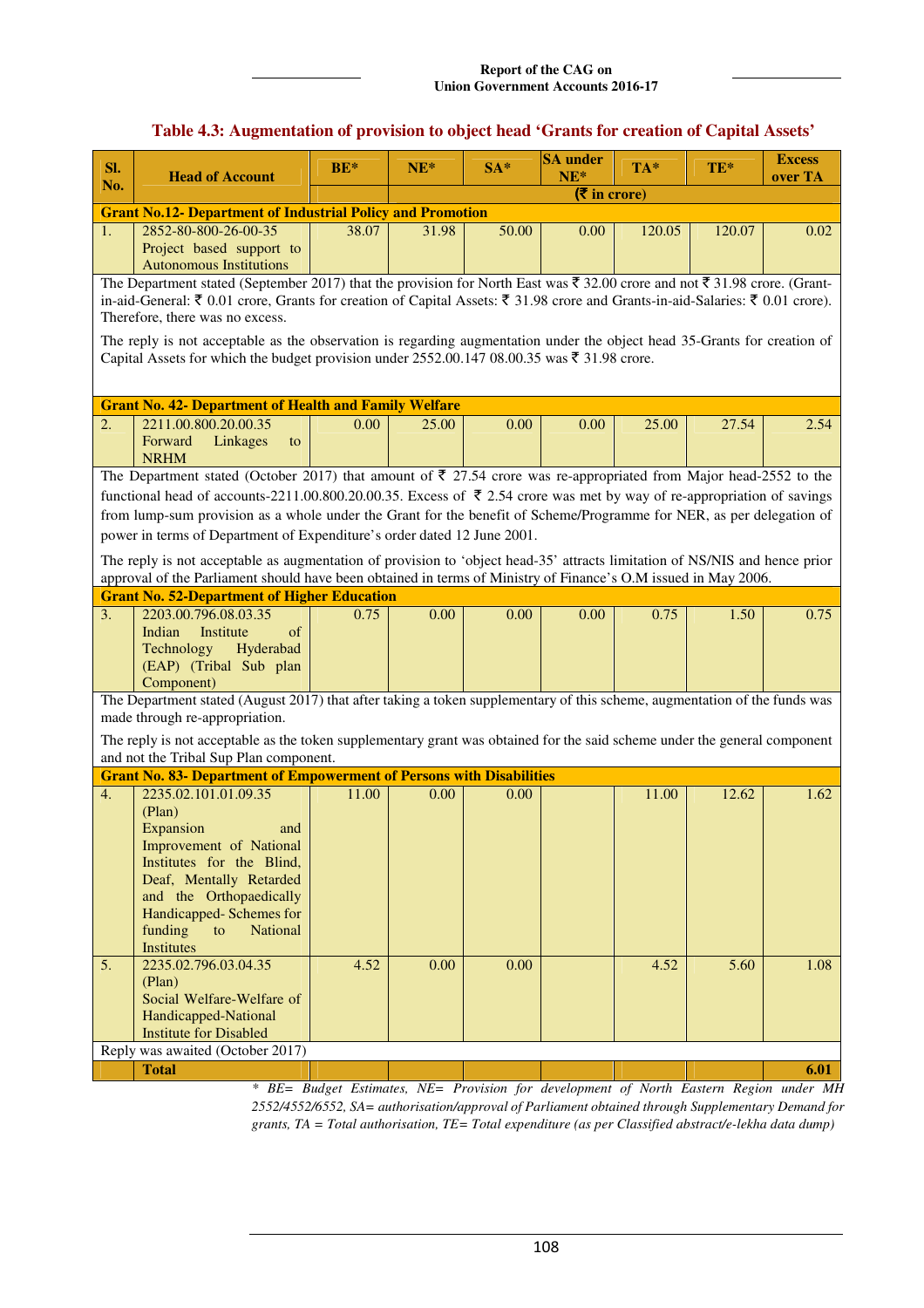### Table 4.3: Augmentation of provision to object head 'Grants for creation of Capital Assets'

| Sl. No. | Head of Account | BE* | NE* | SA* | SA under NE* | TA* | TE* | Excess over TA |
|---|---|---|---|---|---|---|---|---|
| | | | (₹ in crore) | | | | | |
| **Grant No.12- Department of Industrial Policy and Promotion** | | | | | | | | |
| 1. | 2852-80-800-26-00-35 Project based support to Autonomous Institutions | 38.07 | 31.98 | 50.00 | 0.00 | 120.05 | 120.07 | 0.02 |
| The Department stated (September 2017) that the provision for North East was ₹ 32.00 crore and not ₹ 31.98 crore. (Grant-in-aid-General: ₹ 0.01 crore, Grants for creation of Capital Assets: ₹ 31.98 crore and Grants-in-aid-Salaries: ₹ 0.01 crore). Therefore, there was no excess. The reply is not acceptable as the observation is regarding augmentation under the object head 35-Grants for creation of Capital Assets for which the budget provision under 2552.00.147 08.00.35 was ₹ 31.98 crore. | | | | | | | | |
| **Grant No. 42- Department of Health and Family Welfare** | | | | | | | | |
| 2. | 2211.00.800.20.00.35 Forward Linkages to NRHM | 0.00 | 25.00 | 0.00 | 0.00 | 25.00 | 27.54 | 2.54 |
| The Department stated (October 2017) that amount of ₹ 27.54 crore was re-appropriated from Major head-2552 to the functional head of accounts-2211.00.800.20.00.35. Excess of ₹ 2.54 crore was met by way of re-appropriation of savings from lump-sum provision as a whole under the Grant for the benefit of Scheme/Programme for NER, as per delegation of power in terms of Department of Expenditure's order dated 12 June 2001. The reply is not acceptable as augmentation of provision to 'object head-35' attracts limitation of NS/NIS and hence prior approval of the Parliament should have been obtained in terms of Ministry of Finance's O.M issued in May 2006. | | | | | | | | |
| **Grant No. 52-Department of Higher Education** | | | | | | | | |
| 3. | 2203.00.796.08.03.35 Indian Institute of Technology Hyderabad (EAP) (Tribal Sub plan Component) | 0.75 | 0.00 | 0.00 | 0.00 | 0.75 | 1.50 | 0.75 |
| The Department stated (August 2017) that after taking a token supplementary of this scheme, augmentation of the funds was made through re-appropriation. The reply is not acceptable as the token supplementary grant was obtained for the said scheme under the general component and not the Tribal Sup Plan component. | | | | | | | | |
| **Grant No. 83- Department of Empowerment of Persons with Disabilities** | | | | | | | | |
| 4. | 2235.02.101.01.09.35 (Plan) Expansion and Improvement of National Institutes for the Blind, Deaf, Mentally Retarded and the Orthopaedically Handicapped- Schemes for funding to National Institutes | 11.00 | 0.00 | 0.00 | | 11.00 | 12.62 | 1.62 |
| 5. | 2235.02.796.03.04.35 (Plan) Social Welfare-Welfare of Handicapped-National Institute for Disabled | 4.52 | 0.00 | 0.00 | | 4.52 | 5.60 | 1.08 |
| Reply was awaited (October 2017) | | | | | | | | |
| | **Total** | | | | | | | **6.01** |

*\* BE= Budget Estimates, NE= Provision for development of North Eastern Region under MH 2552/4552/6552, SA= authorisation/approval of Parliament obtained through Supplementary Demand for grants, TA = Total authorisation, TE= Total expenditure (as per Classified abstract/e-lekha data dump)*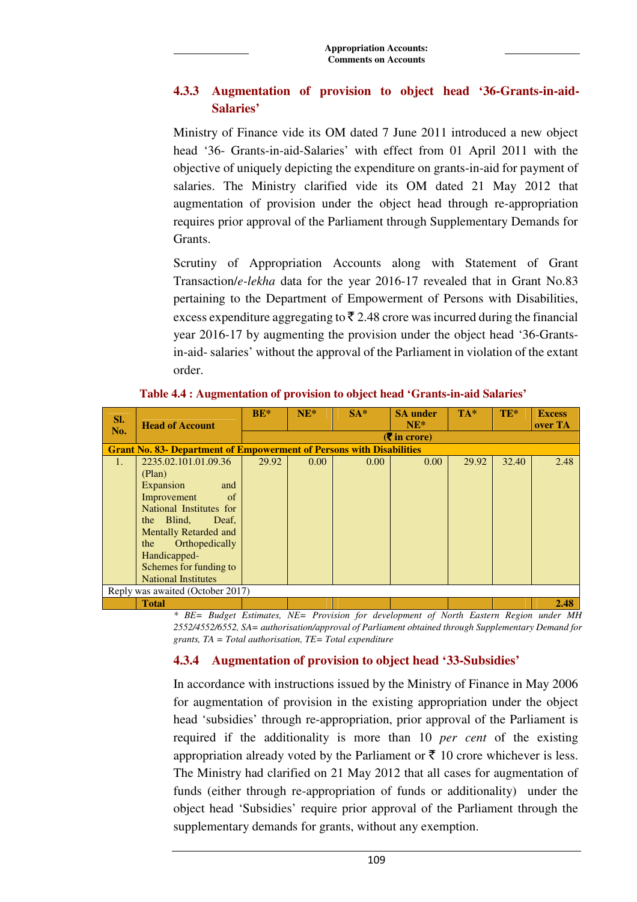### 4.3.3 Augmentation of provision to object head '36-Grants-in-aid-Salaries'

Ministry of Finance vide its OM dated 7 June 2011 introduced a new object head '36- Grants-in-aid-Salaries' with effect from 01 April 2011 with the objective of uniquely depicting the expenditure on grants-in-aid for payment of salaries. The Ministry clarified vide its OM dated 21 May 2012 that augmentation of provision under the object head through re-appropriation requires prior approval of the Parliament through Supplementary Demands for Grants.

Scrutiny of Appropriation Accounts along with Statement of Grant Transaction/*e-lekha* data for the year 2016-17 revealed that in Grant No.83 pertaining to the Department of Empowerment of Persons with Disabilities, excess expenditure aggregating to ₹ 2.48 crore was incurred during the financial year 2016-17 by augmenting the provision under the object head '36-Grants-in-aid- salaries' without the approval of the Parliament in violation of the extant order.

**Table 4.4 : Augmentation of provision to object head 'Grants-in-aid Salaries'**

| Sl. No. | Head of Account | BE* | NE* | SA* | SA under NE* | TA* | TE* | Excess over TA |
|---|---|---|---|---|---|---|---|---|
| | | (₹ in crore) | | | | | | |
| **Grant No. 83- Department of Empowerment of Persons with Disabilities** | | | | | | | | |
| 1. | 2235.02.101.01.09.36 (Plan) Expansion and Improvement of National Institutes for the Blind, Deaf, Mentally Retarded and the Orthopedically Handicapped-Schemes for funding to National Institutes | 29.92 | 0.00 | 0.00 | 0.00 | 29.92 | 32.40 | 2.48 |
| Reply was awaited (October 2017) | | | | | | | | |
| | **Total** | | | | | | | **2.48** |

*\* BE= Budget Estimates, NE= Provision for development of North Eastern Region under MH 2552/4552/6552, SA= authorisation/approval of Parliament obtained through Supplementary Demand for grants, TA = Total authorisation, TE= Total expenditure*

### 4.3.4 Augmentation of provision to object head '33-Subsidies'

In accordance with instructions issued by the Ministry of Finance in May 2006 for augmentation of provision in the existing appropriation under the object head 'subsidies' through re-appropriation, prior approval of the Parliament is required if the additionality is more than 10 *per cent* of the existing appropriation already voted by the Parliament or ₹ 10 crore whichever is less. The Ministry had clarified on 21 May 2012 that all cases for augmentation of funds (either through re-appropriation of funds or additionality) under the object head 'Subsidies' require prior approval of the Parliament through the supplementary demands for grants, without any exemption.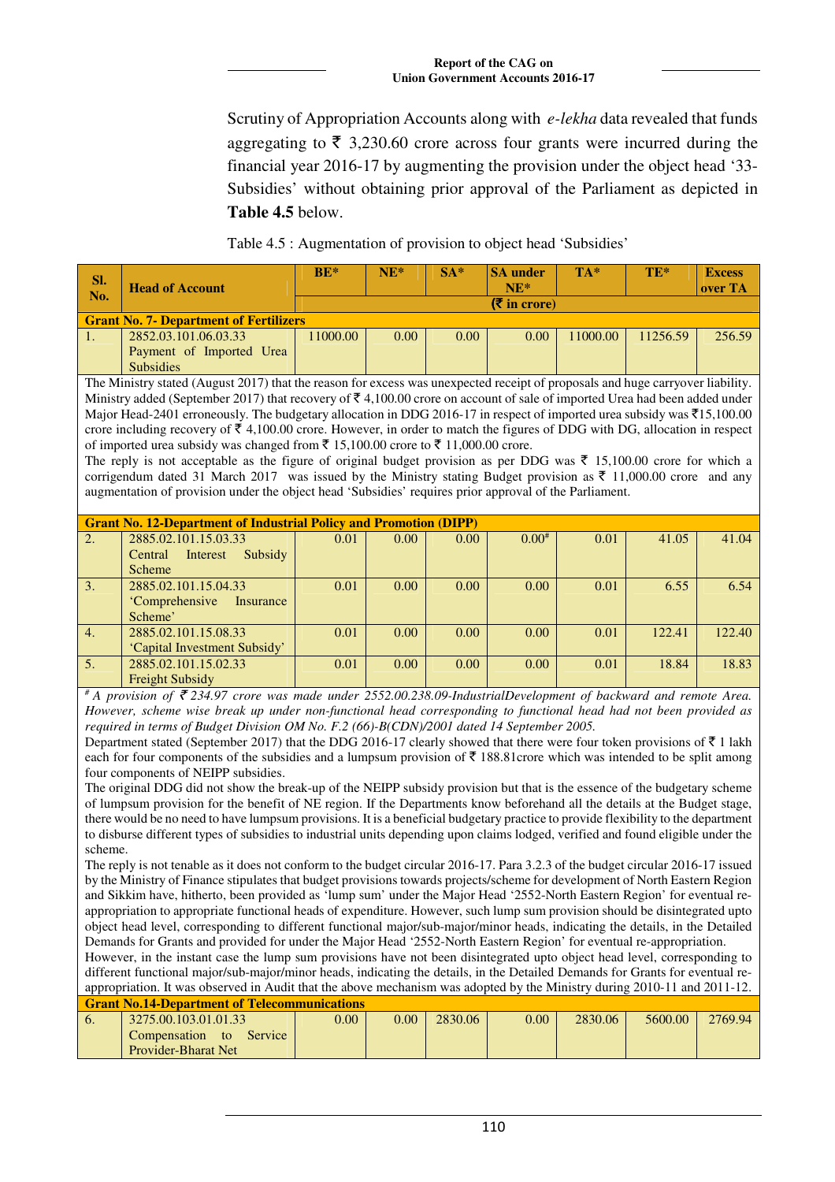Scrutiny of Appropriation Accounts along with *e-lekha* data revealed that funds aggregating to ₹ 3,230.60 crore across four grants were incurred during the financial year 2016-17 by augmenting the provision under the object head '33-Subsidies' without obtaining prior approval of the Parliament as depicted in **Table 4.5** below.

Table 4.5 : Augmentation of provision to object head 'Subsidies'

| Sl. No. | Head of Account | BE* | NE* | SA* | SA under NE* | TA* | TE* | Excess over TA |
|---|---|---|---|---|---|---|---|---|
| | | (₹ in crore) | | | | | | |
| **Grant No. 7- Department of Fertilizers** | | | | | | | | |
| 1. | 2852.03.101.06.03.33 Payment of Imported Urea Subsidies | 11000.00 | 0.00 | 0.00 | 0.00 | 11000.00 | 11256.59 | 256.59 |
| The Ministry stated (August 2017) that the reason for excess was unexpected receipt of proposals and huge carryover liability. Ministry added (September 2017) that recovery of ₹ 4,100.00 crore on account of sale of imported Urea had been added under Major Head-2401 erroneously. The budgetary allocation in DDG 2016-17 in respect of imported urea subsidy was ₹15,100.00 crore including recovery of ₹ 4,100.00 crore. However, in order to match the figures of DDG with DG, allocation in respect of imported urea subsidy was changed from ₹ 15,100.00 crore to ₹ 11,000.00 crore. The reply is not acceptable as the figure of original budget provision as per DDG was ₹ 15,100.00 crore for which a corrigendum dated 31 March 2017 was issued by the Ministry stating Budget provision as ₹ 11,000.00 crore and any augmentation of provision under the object head 'Subsidies' requires prior approval of the Parliament. | | | | | | | | |
| **Grant No. 12-Department of Industrial Policy and Promotion (DIPP)** | | | | | | | | |
| 2. | 2885.02.101.15.03.33 Central Interest Subsidy Scheme | 0.01 | 0.00 | 0.00 | 0.00# | 0.01 | 41.05 | 41.04 |
| 3. | 2885.02.101.15.04.33 'Comprehensive Insurance Scheme' | 0.01 | 0.00 | 0.00 | 0.00 | 0.01 | 6.55 | 6.54 |
| 4. | 2885.02.101.15.08.33 'Capital Investment Subsidy' | 0.01 | 0.00 | 0.00 | 0.00 | 0.01 | 122.41 | 122.40 |
| 5. | 2885.02.101.15.02.33 Freight Subsidy | 0.01 | 0.00 | 0.00 | 0.00 | 0.01 | 18.84 | 18.83 |
| *# A provision of ₹ 234.97 crore was made under 2552.00.238.09-IndustrialDevelopment of backward and remote Area. However, scheme wise break up under non-functional head corresponding to functional head had not been provided as required in terms of Budget Division OM No. F.2 (66)-B(CDN)/2001 dated 14 September 2005.* Department stated (September 2017) that the DDG 2016-17 clearly showed that there were four token provisions of ₹ 1 lakh each for four components of the subsidies and a lumpsum provision of ₹ 188.81crore which was intended to be split among four components of NEIPP subsidies. The original DDG did not show the break-up of the NEIPP subsidy provision but that is the essence of the budgetary scheme of lumpsum provision for the benefit of NE region. If the Departments know beforehand all the details at the Budget stage, there would be no need to have lumpsum provisions. It is a beneficial budgetary practice to provide flexibility to the department to disburse different types of subsidies to industrial units depending upon claims lodged, verified and found eligible under the scheme. The reply is not tenable as it does not conform to the budget circular 2016-17. Para 3.2.3 of the budget circular 2016-17 issued by the Ministry of Finance stipulates that budget provisions towards projects/scheme for development of North Eastern Region and Sikkim have, hitherto, been provided as 'lump sum' under the Major Head '2552-North Eastern Region' for eventual re-appropriation to appropriate functional heads of expenditure. However, such lump sum provision should be disintegrated upto object head level, corresponding to different functional major/sub-major/minor heads, indicating the details, in the Detailed Demands for Grants and provided for under the Major Head '2552-North Eastern Region' for eventual re-appropriation. However, in the instant case the lump sum provisions have not been disintegrated upto object head level, corresponding to different functional major/sub-major/minor heads, indicating the details, in the Detailed Demands for Grants for eventual re-appropriation. It was observed in Audit that the above mechanism was adopted by the Ministry during 2010-11 and 2011-12. | | | | | | | | |
| **Grant No.14-Department of Telecommunications** | | | | | | | | |
| 6. | 3275.00.103.01.01.33 Compensation to Service Provider-Bharat Net | 0.00 | 0.00 | 2830.06 | 0.00 | 2830.06 | 5600.00 | 2769.94 |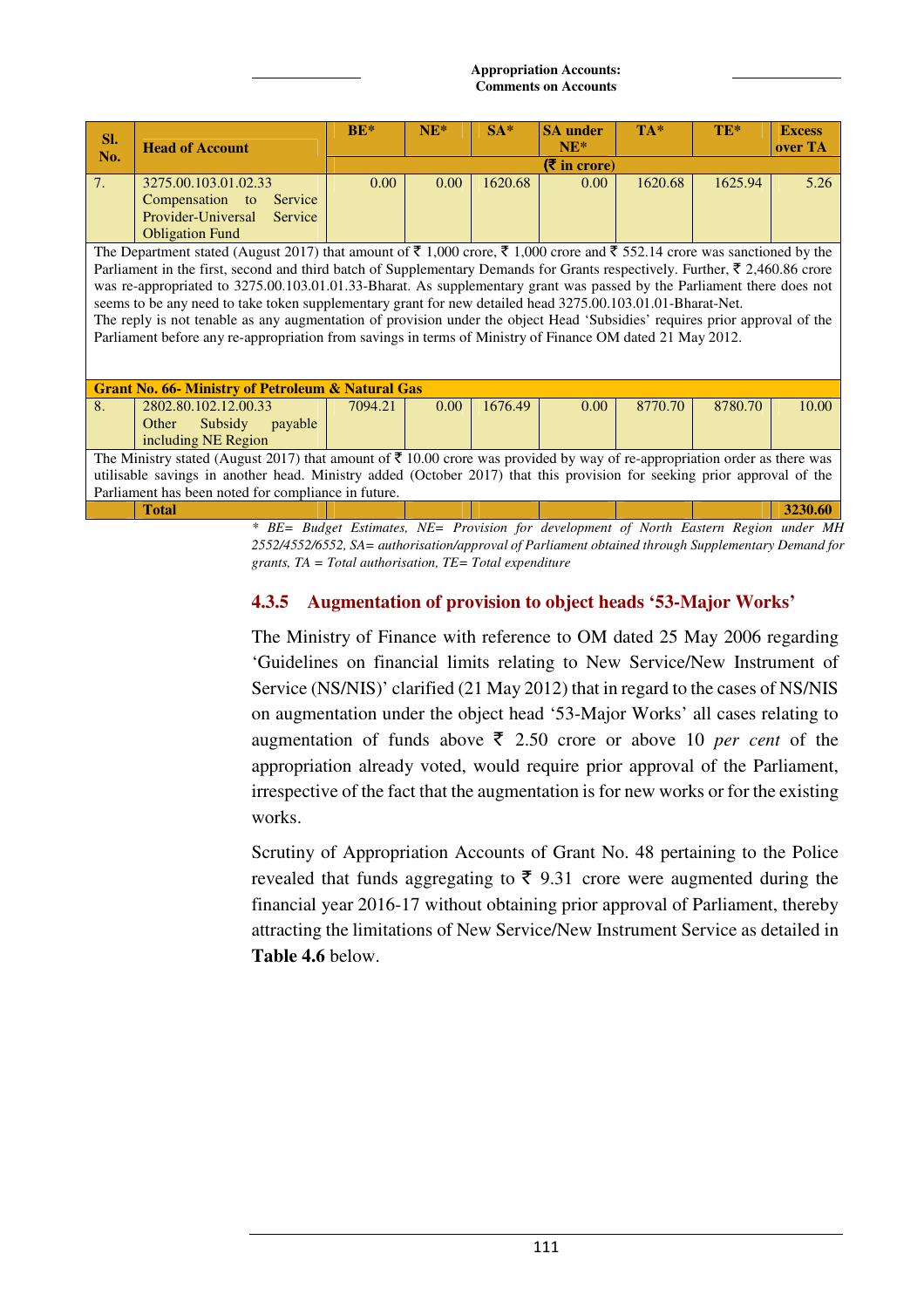| Sl. No. | Head of Account | BE* | NE* | SA* | SA under NE* | TA* | TE* | Excess over TA |
|---|---|---|---|---|---|---|---|---|
| | | (₹ in crore) | | | | | | |
| 7. | 3275.00.103.01.02.33 Compensation to Service Provider-Universal Service Obligation Fund | 0.00 | 0.00 | 1620.68 | 0.00 | 1620.68 | 1625.94 | 5.26 |
| The Department stated (August 2017) that amount of ₹ 1,000 crore, ₹ 1,000 crore and ₹ 552.14 crore was sanctioned by the Parliament in the first, second and third batch of Supplementary Demands for Grants respectively. Further, ₹ 2,460.86 crore was re-appropriated to 3275.00.103.01.01.33-Bharat. As supplementary grant was passed by the Parliament there does not seems to be any need to take token supplementary grant for new detailed head 3275.00.103.01.01-Bharat-Net. The reply is not tenable as any augmentation of provision under the object Head 'Subsidies' requires prior approval of the Parliament before any re-appropriation from savings in terms of Ministry of Finance OM dated 21 May 2012. | | | | | | | | |
| **Grant No. 66- Ministry of Petroleum & Natural Gas** | | | | | | | | |
| 8. | 2802.80.102.12.00.33 Other Subsidy payable including NE Region | 7094.21 | 0.00 | 1676.49 | 0.00 | 8770.70 | 8780.70 | 10.00 |
| The Ministry stated (August 2017) that amount of ₹ 10.00 crore was provided by way of re-appropriation order as there was utilisable savings in another head. Ministry added (October 2017) that this provision for seeking prior approval of the Parliament has been noted for compliance in future. | | | | | | | | |
| | **Total** | | | | | | | **3230.60** |

*\* BE= Budget Estimates, NE= Provision for development of North Eastern Region under MH 2552/4552/6552, SA= authorisation/approval of Parliament obtained through Supplementary Demand for grants, TA = Total authorisation, TE= Total expenditure*

### 4.3.5 Augmentation of provision to object heads '53-Major Works'

The Ministry of Finance with reference to OM dated 25 May 2006 regarding 'Guidelines on financial limits relating to New Service/New Instrument of Service (NS/NIS)' clarified (21 May 2012) that in regard to the cases of NS/NIS on augmentation under the object head '53-Major Works' all cases relating to augmentation of funds above ₹ 2.50 crore or above 10 *per cent* of the appropriation already voted, would require prior approval of the Parliament, irrespective of the fact that the augmentation is for new works or for the existing works.

Scrutiny of Appropriation Accounts of Grant No. 48 pertaining to the Police revealed that funds aggregating to ₹ 9.31 crore were augmented during the financial year 2016-17 without obtaining prior approval of Parliament, thereby attracting the limitations of New Service/New Instrument Service as detailed in **Table 4.6** below.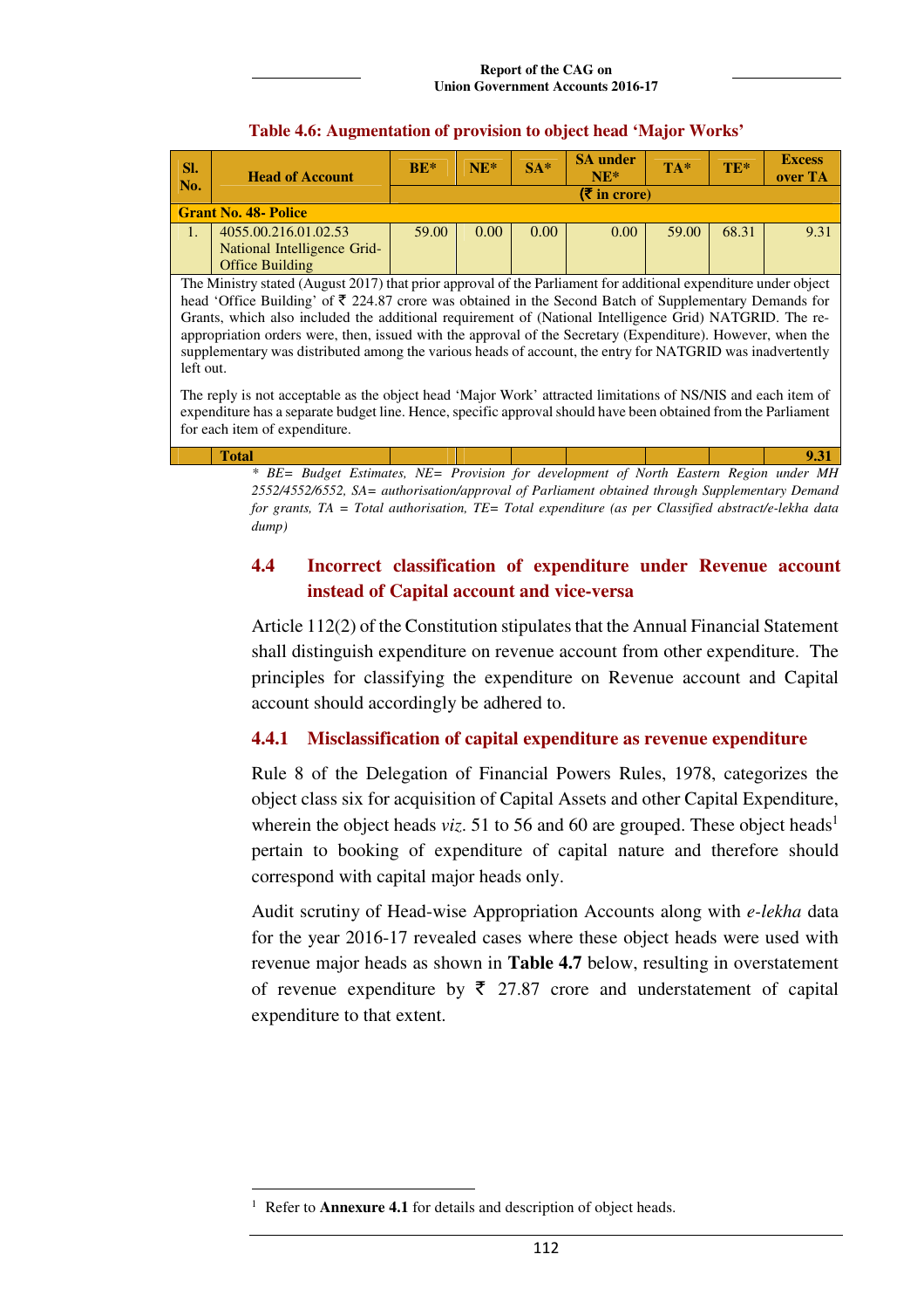**Table 4.6: Augmentation of provision to object head 'Major Works'**

| Sl. No. | Head of Account | BE* | NE* | SA* | SA under NE* | TA* | TE* | Excess over TA |
|---|---|---|---|---|---|---|---|---|
| | | (₹ in crore) | | | | | | |
| **Grant No. 48- Police** | | | | | | | | |
| 1. | 4055.00.216.01.02.53 National Intelligence Grid-Office Building | 59.00 | 0.00 | 0.00 | 0.00 | 59.00 | 68.31 | 9.31 |
| The Ministry stated (August 2017) that prior approval of the Parliament for additional expenditure under object head 'Office Building' of ₹ 224.87 crore was obtained in the Second Batch of Supplementary Demands for Grants, which also included the additional requirement of (National Intelligence Grid) NATGRID. The re-appropriation orders were, then, issued with the approval of the Secretary (Expenditure). However, when the supplementary was distributed among the various heads of account, the entry for NATGRID was inadvertently left out. The reply is not acceptable as the object head 'Major Work' attracted limitations of NS/NIS and each item of expenditure has a separate budget line. Hence, specific approval should have been obtained from the Parliament for each item of expenditure. | | | | | | | | |
| | **Total** | | | | | | | **9.31** |

*\* BE= Budget Estimates, NE= Provision for development of North Eastern Region under MH 2552/4552/6552, SA= authorisation/approval of Parliament obtained through Supplementary Demand for grants, TA = Total authorisation, TE= Total expenditure (as per Classified abstract/e-lekha data dump)*

## 4.4 Incorrect classification of expenditure under Revenue account instead of Capital account and vice-versa

Article 112(2) of the Constitution stipulates that the Annual Financial Statement shall distinguish expenditure on revenue account from other expenditure. The principles for classifying the expenditure on Revenue account and Capital account should accordingly be adhered to.

### 4.4.1 Misclassification of capital expenditure as revenue expenditure

Rule 8 of the Delegation of Financial Powers Rules, 1978, categorizes the object class six for acquisition of Capital Assets and other Capital Expenditure, wherein the object heads *viz.* 51 to 56 and 60 are grouped. These object heads[1] pertain to booking of expenditure of capital nature and therefore should correspond with capital major heads only.

Audit scrutiny of Head-wise Appropriation Accounts along with *e-lekha* data for the year 2016-17 revealed cases where these object heads were used with revenue major heads as shown in **Table 4.7** below, resulting in overstatement of revenue expenditure by ₹ 27.87 crore and understatement of capital expenditure to that extent.

---

[1] Refer to **Annexure 4.1** for details and description of object heads.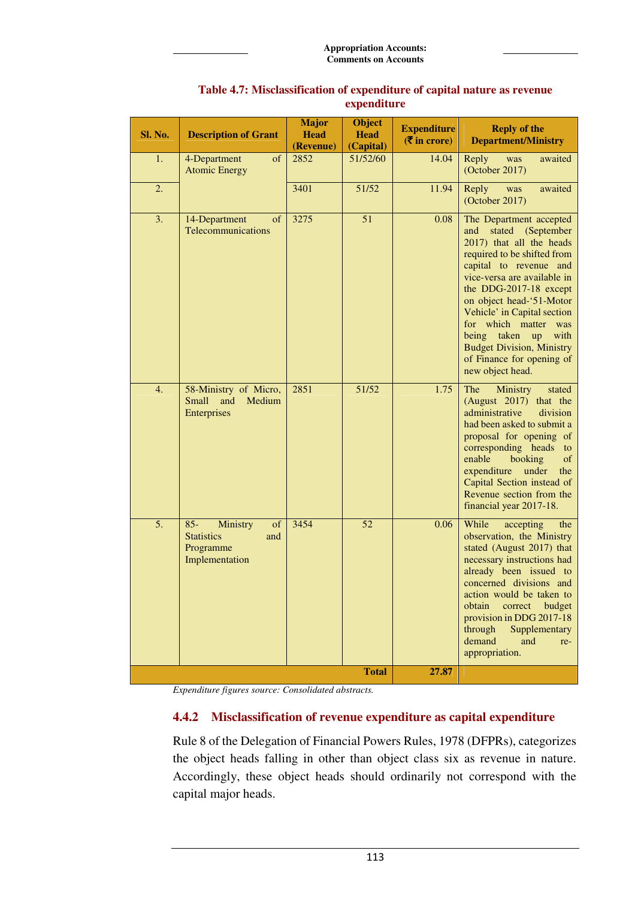**Table 4.7: Misclassification of expenditure of capital nature as revenue expenditure**

| Sl. No. | Description of Grant | Major Head (Revenue) | Object Head (Capital) | Expenditure (₹ in crore) | Reply of the Department/Ministry |
|---|---|---|---|---|---|
| 1. | 4-Department of Atomic Energy | 2852 | 51/52/60 | 14.04 | Reply was awaited (October 2017) |
| 2. | | 3401 | 51/52 | 11.94 | Reply was awaited (October 2017) |
| 3. | 14-Department of Telecommunications | 3275 | 51 | 0.08 | The Department accepted and stated (September 2017) that all the heads required to be shifted from capital to revenue and vice-versa are available in the DDG-2017-18 except on object head-'51-Motor Vehicle' in Capital section for which matter was being taken up with Budget Division, Ministry of Finance for opening of new object head. |
| 4. | 58-Ministry of Micro, Small and Medium Enterprises | 2851 | 51/52 | 1.75 | The Ministry stated (August 2017) that the administrative division had been asked to submit a proposal for opening of corresponding heads to enable booking of expenditure under the Capital Section instead of Revenue section from the financial year 2017-18. |
| 5. | 85- Ministry of Statistics and Programme Implementation | 3454 | 52 | 0.06 | While accepting the observation, the Ministry stated (August 2017) that necessary instructions had already been issued to concerned divisions and action would be taken to obtain correct budget provision in DDG 2017-18 through Supplementary demand and re-appropriation. |
| | | | **Total** | **27.87** | |

*Expenditure figures source: Consolidated abstracts.*

### 4.4.2 Misclassification of revenue expenditure as capital expenditure

Rule 8 of the Delegation of Financial Powers Rules, 1978 (DFPRs), categorizes the object heads falling in other than object class six as revenue in nature. Accordingly, these object heads should ordinarily not correspond with the capital major heads.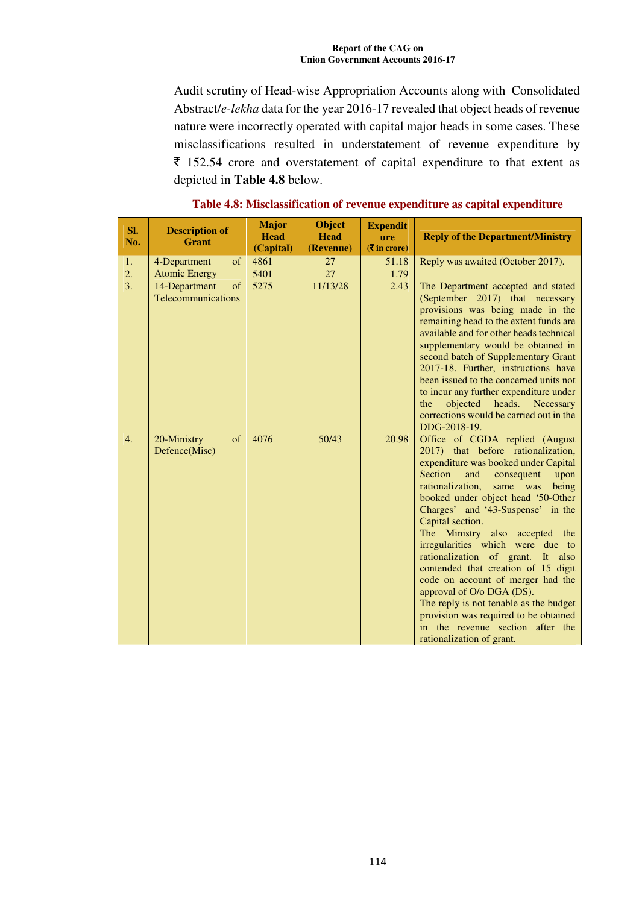Audit scrutiny of Head-wise Appropriation Accounts along with Consolidated Abstract/*e-lekha* data for the year 2016-17 revealed that object heads of revenue nature were incorrectly operated with capital major heads in some cases. These misclassifications resulted in understatement of revenue expenditure by ₹ 152.54 crore and overstatement of capital expenditure to that extent as depicted in **Table 4.8** below.

**Table 4.8: Misclassification of revenue expenditure as capital expenditure**

| Sl. No. | Description of Grant | Major Head (Capital) | Object Head (Revenue) | Expenditure (₹ in crore) | Reply of the Department/Ministry |
|---|---|---|---|---|---|
| 1. | 4-Department of Atomic Energy | 4861 | 27 | 51.18 | Reply was awaited (October 2017). |
| 2. | | 5401 | 27 | 1.79 | |
| 3. | 14-Department of Telecommunications | 5275 | 11/13/28 | 2.43 | The Department accepted and stated (September 2017) that necessary provisions was being made in the remaining head to the extent funds are available and for other heads technical supplementary would be obtained in second batch of Supplementary Grant 2017-18. Further, instructions have been issued to the concerned units not to incur any further expenditure under the objected heads. Necessary corrections would be carried out in the DDG-2018-19. |
| 4. | 20-Ministry of Defence(Misc) | 4076 | 50/43 | 20.98 | Office of CGDA replied (August 2017) that before rationalization, expenditure was booked under Capital Section and consequent upon rationalization, same was being booked under object head '50-Other Charges' and '43-Suspense' in the Capital section. The Ministry also accepted the irregularities which were due to rationalization of grant. It also contended that creation of 15 digit code on account of merger had the approval of O/o DGA (DS). The reply is not tenable as the budget provision was required to be obtained in the revenue section after the rationalization of grant. |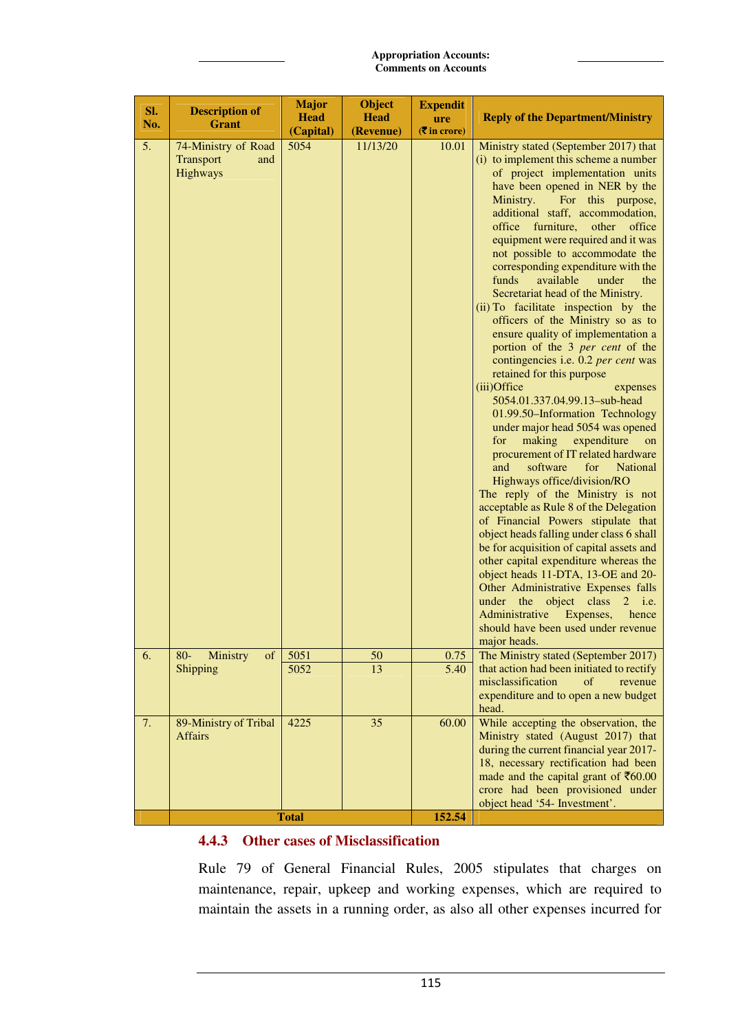| Sl. No. | Description of Grant | Major Head (Capital) | Object Head (Revenue) | Expenditure (₹ in crore) | Reply of the Department/Ministry |
|---|---|---|---|---|---|
| 5. | 74-Ministry of Road Transport and Highways | 5054 | 11/13/20 | 10.01 | Ministry stated (September 2017) that (i) to implement this scheme a number of project implementation units have been opened in NER by the Ministry. For this purpose, additional staff, accommodation, office furniture, other office equipment were required and it was not possible to accommodate the corresponding expenditure with the funds available under the Secretariat head of the Ministry. (ii) To facilitate inspection by the officers of the Ministry so as to ensure quality of implementation a portion of the 3 *per cent* of the contingencies i.e. 0.2 *per cent* was retained for this purpose (iii) Office expenses 5054.01.337.04.99.13–sub-head 01.99.50–Information Technology under major head 5054 was opened for making expenditure on procurement of IT related hardware and software for National Highways office/division/RO The reply of the Ministry is not acceptable as Rule 8 of the Delegation of Financial Powers stipulate that object heads falling under class 6 shall be for acquisition of capital assets and other capital expenditure whereas the object heads 11-DTA, 13-OE and 20-Other Administrative Expenses falls under the object class 2 i.e. Administrative Expenses, hence should have been used under revenue major heads. |
| 6. | 80- Ministry of Shipping | 5051<br>5052 | 50<br>13 | 0.75<br>5.40 | The Ministry stated (September 2017) that action had been initiated to rectify misclassification of revenue expenditure and to open a new budget head. |
| 7. | 89-Ministry of Tribal Affairs | 4225 | 35 | 60.00 | While accepting the observation, the Ministry stated (August 2017) that during the current financial year 2017-18, necessary rectification had been made and the capital grant of ₹60.00 crore had been provisioned under object head '54- Investment'. |
| | **Total** | | | **152.54** | |

### 4.4.3 Other cases of Misclassification

Rule 79 of General Financial Rules, 2005 stipulates that charges on maintenance, repair, upkeep and working expenses, which are required to maintain the assets in a running order, as also all other expenses incurred for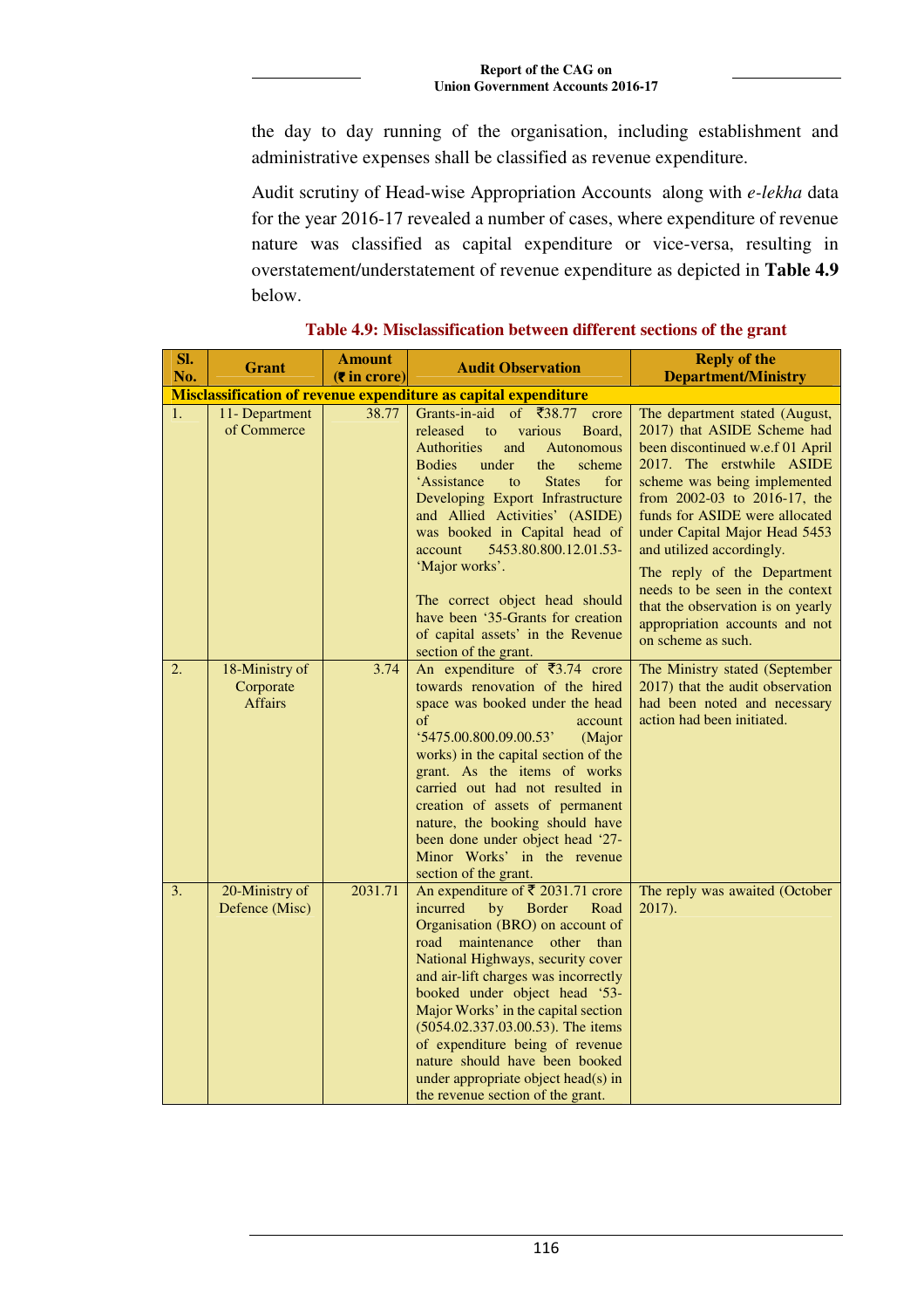the day to day running of the organisation, including establishment and administrative expenses shall be classified as revenue expenditure.

Audit scrutiny of Head-wise Appropriation Accounts along with *e-lekha* data for the year 2016-17 revealed a number of cases, where expenditure of revenue nature was classified as capital expenditure or vice-versa, resulting in overstatement/understatement of revenue expenditure as depicted in **Table 4.9** below.

**Table 4.9: Misclassification between different sections of the grant**

| Sl. No. | Grant | Amount (₹ in crore) | Audit Observation | Reply of the Department/Ministry |
|---|---|---|---|---|
| **Misclassification of revenue expenditure as capital expenditure** | | | | |
| 1. | 11- Department of Commerce | 38.77 | Grants-in-aid of ₹38.77 crore released to various Board, Authorities and Autonomous Bodies under the scheme 'Assistance to States for Developing Export Infrastructure and Allied Activities' (ASIDE) was booked in Capital head of account 5453.80.800.12.01.53- 'Major works'.<br><br>The correct object head should have been '35-Grants for creation of capital assets' in the Revenue section of the grant. | The department stated (August, 2017) that ASIDE Scheme had been discontinued w.e.f 01 April 2017. The erstwhile ASIDE scheme was being implemented from 2002-03 to 2016-17, the funds for ASIDE were allocated under Capital Major Head 5453 and utilized accordingly.<br><br>The reply of the Department needs to be seen in the context that the observation is on yearly appropriation accounts and not on scheme as such. |
| 2. | 18-Ministry of Corporate Affairs | 3.74 | An expenditure of ₹3.74 crore towards renovation of the hired space was booked under the head of account '5475.00.800.09.00.53' (Major works) in the capital section of the grant. As the items of works carried out had not resulted in creation of assets of permanent nature, the booking should have been done under object head '27-Minor Works' in the revenue section of the grant. | The Ministry stated (September 2017) that the audit observation had been noted and necessary action had been initiated. |
| 3. | 20-Ministry of Defence (Misc) | 2031.71 | An expenditure of ₹ 2031.71 crore incurred by Border Road Organisation (BRO) on account of road maintenance other than National Highways, security cover and air-lift charges was incorrectly booked under object head '53-Major Works' in the capital section (5054.02.337.03.00.53). The items of expenditure being of revenue nature should have been booked under appropriate object head(s) in the revenue section of the grant. | The reply was awaited (October 2017). |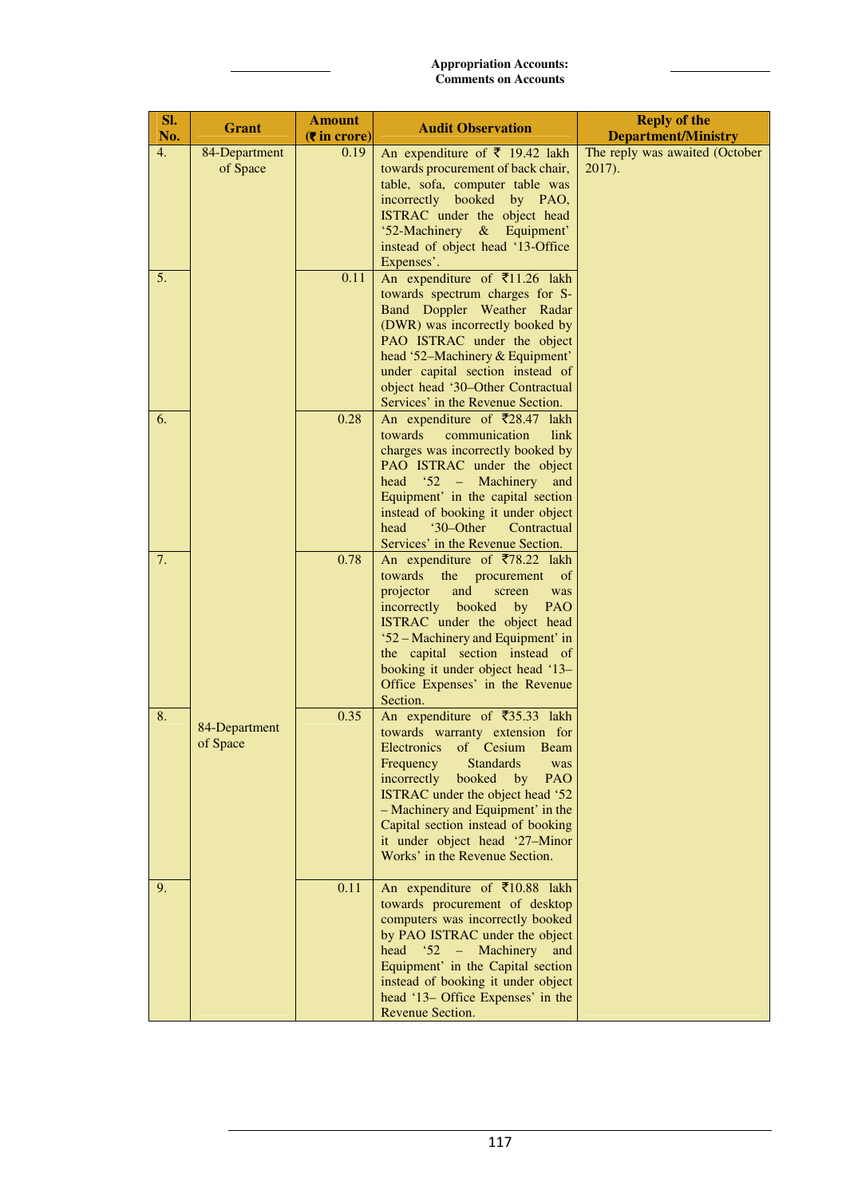| Sl. No. | Grant | Amount (₹ in crore) | Audit Observation | Reply of the Department/Ministry |
|---|---|---|---|---|
| 4. | 84-Department of Space | 0.19 | An expenditure of ₹ 19.42 lakh towards procurement of back chair, table, sofa, computer table was incorrectly booked by PAO, ISTRAC under the object head '52-Machinery & Equipment' instead of object head '13-Office Expenses'. | The reply was awaited (October 2017). |
| 5. | | 0.11 | An expenditure of ₹11.26 lakh towards spectrum charges for S-Band Doppler Weather Radar (DWR) was incorrectly booked by PAO ISTRAC under the object head '52–Machinery & Equipment' under capital section instead of object head '30–Other Contractual Services' in the Revenue Section. | |
| 6. | | 0.28 | An expenditure of ₹28.47 lakh towards communication link charges was incorrectly booked by PAO ISTRAC under the object head '52 – Machinery and Equipment' in the capital section instead of booking it under object head '30–Other Contractual Services' in the Revenue Section. | |
| 7. | | 0.78 | An expenditure of ₹78.22 lakh towards the procurement of projector and screen was incorrectly booked by PAO ISTRAC under the object head '52 – Machinery and Equipment' in the capital section instead of booking it under object head '13–Office Expenses' in the Revenue Section. | |
| 8. | 84-Department of Space | 0.35 | An expenditure of ₹35.33 lakh towards warranty extension for Electronics of Cesium Beam Frequency Standards was incorrectly booked by PAO ISTRAC under the object head '52 – Machinery and Equipment' in the Capital section instead of booking it under object head '27–Minor Works' in the Revenue Section. | |
| 9. | | 0.11 | An expenditure of ₹10.88 lakh towards procurement of desktop computers was incorrectly booked by PAO ISTRAC under the object head '52 – Machinery and Equipment' in the Capital section instead of booking it under object head '13– Office Expenses' in the Revenue Section. | |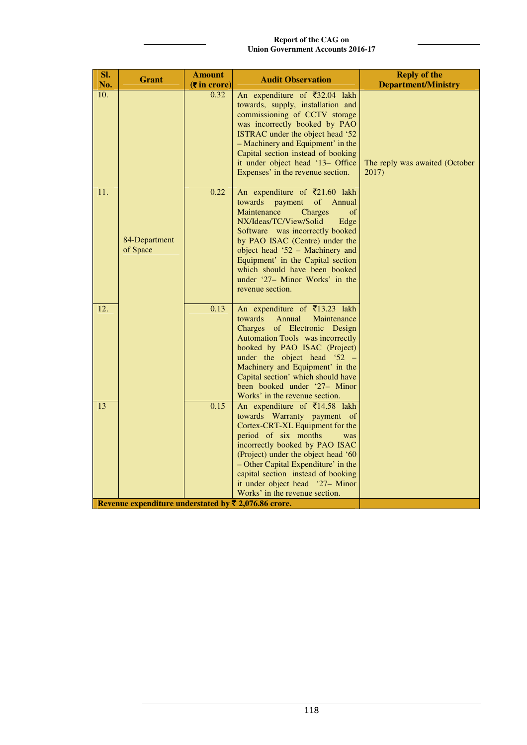| Sl. No. | Grant | Amount (₹ in crore) | Audit Observation | Reply of the Department/Ministry |
|---|---|---|---|---|
| 10. | 84-Department of Space | 0.32 | An expenditure of ₹32.04 lakh towards, supply, installation and commissioning of CCTV storage was incorrectly booked by PAO ISTRAC under the object head '52 – Machinery and Equipment' in the Capital section instead of booking it under object head '13– Office Expenses' in the revenue section. | The reply was awaited (October 2017) |
| 11. | | 0.22 | An expenditure of ₹21.60 lakh towards payment of Annual Maintenance Charges of NX/Ideas/TC/View/Solid Edge Software was incorrectly booked by PAO ISAC (Centre) under the object head '52 – Machinery and Equipment' in the Capital section which should have been booked under '27– Minor Works' in the revenue section. | |
| 12. | | 0.13 | An expenditure of ₹13.23 lakh towards Annual Maintenance Charges of Electronic Design Automation Tools was incorrectly booked by PAO ISAC (Project) under the object head '52 – Machinery and Equipment in the Capital section' which should have been booked under '27– Minor Works' in the revenue section. | |
| 13 | | 0.15 | An expenditure of ₹14.58 lakh towards Warranty payment of Cortex-CRT-XL Equipment for the period of six months was incorrectly booked by PAO ISAC (Project) under the object head '60 – Other Capital Expenditure' in the capital section instead of booking it under object head '27– Minor Works' in the revenue section. | |
| **Revenue expenditure understated by ₹ 2,076.86 crore.** | | | | |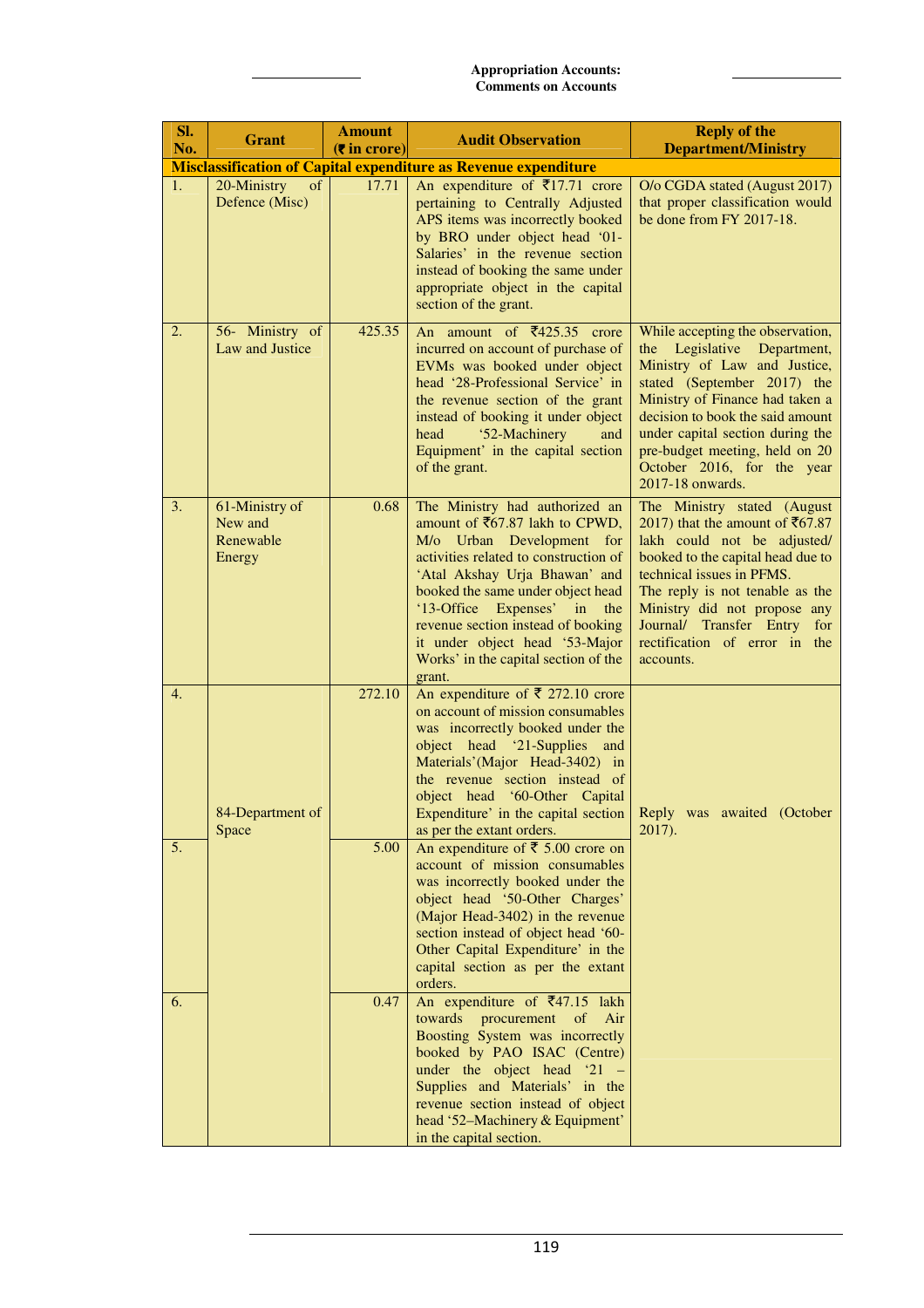| Sl. No. | Grant | Amount (₹ in crore) | Audit Observation | Reply of the Department/Ministry |
|---|---|---|---|---|
| **Misclassification of Capital expenditure as Revenue expenditure** | | | | |
| 1. | 20-Ministry of Defence (Misc) | 17.71 | An expenditure of ₹17.71 crore pertaining to Centrally Adjusted APS items was incorrectly booked by BRO under object head '01-Salaries' in the revenue section instead of booking the same under appropriate object in the capital section of the grant. | O/o CGDA stated (August 2017) that proper classification would be done from FY 2017-18. |
| 2. | 56- Ministry of Law and Justice | 425.35 | An amount of ₹425.35 crore incurred on account of purchase of EVMs was booked under object head '28-Professional Service' in the revenue section of the grant instead of booking it under object head '52-Machinery and Equipment' in the capital section of the grant. | While accepting the observation, the Legislative Department, Ministry of Law and Justice, stated (September 2017) the Ministry of Finance had taken a decision to book the said amount under capital section during the pre-budget meeting, held on 20 October 2016, for the year 2017-18 onwards. |
| 3. | 61-Ministry of New and Renewable Energy | 0.68 | The Ministry had authorized an amount of ₹67.87 lakh to CPWD, M/o Urban Development for activities related to construction of 'Atal Akshay Urja Bhawan' and booked the same under object head '13-Office Expenses' in the revenue section instead of booking it under object head '53-Major Works' in the capital section of the grant. | The Ministry stated (August 2017) that the amount of ₹67.87 lakh could not be adjusted/ booked to the capital head due to technical issues in PFMS. The reply is not tenable as the Ministry did not propose any Journal/ Transfer Entry for rectification of error in the accounts. |
| 4. | 84-Department of Space | 272.10 | An expenditure of ₹ 272.10 crore on account of mission consumables was incorrectly booked under the object head '21-Supplies and Materials'(Major Head-3402) in the revenue section instead of object head '60-Other Capital Expenditure' in the capital section as per the extant orders. | Reply was awaited (October 2017). |
| 5. | | 5.00 | An expenditure of ₹ 5.00 crore on account of mission consumables was incorrectly booked under the object head '50-Other Charges' (Major Head-3402) in the revenue section instead of object head '60-Other Capital Expenditure' in the capital section as per the extant orders. | |
| 6. | | 0.47 | An expenditure of ₹47.15 lakh towards procurement of Air Boosting System was incorrectly booked by PAO ISAC (Centre) under the object head '21 – Supplies and Materials' in the revenue section instead of object head '52–Machinery & Equipment' in the capital section. | |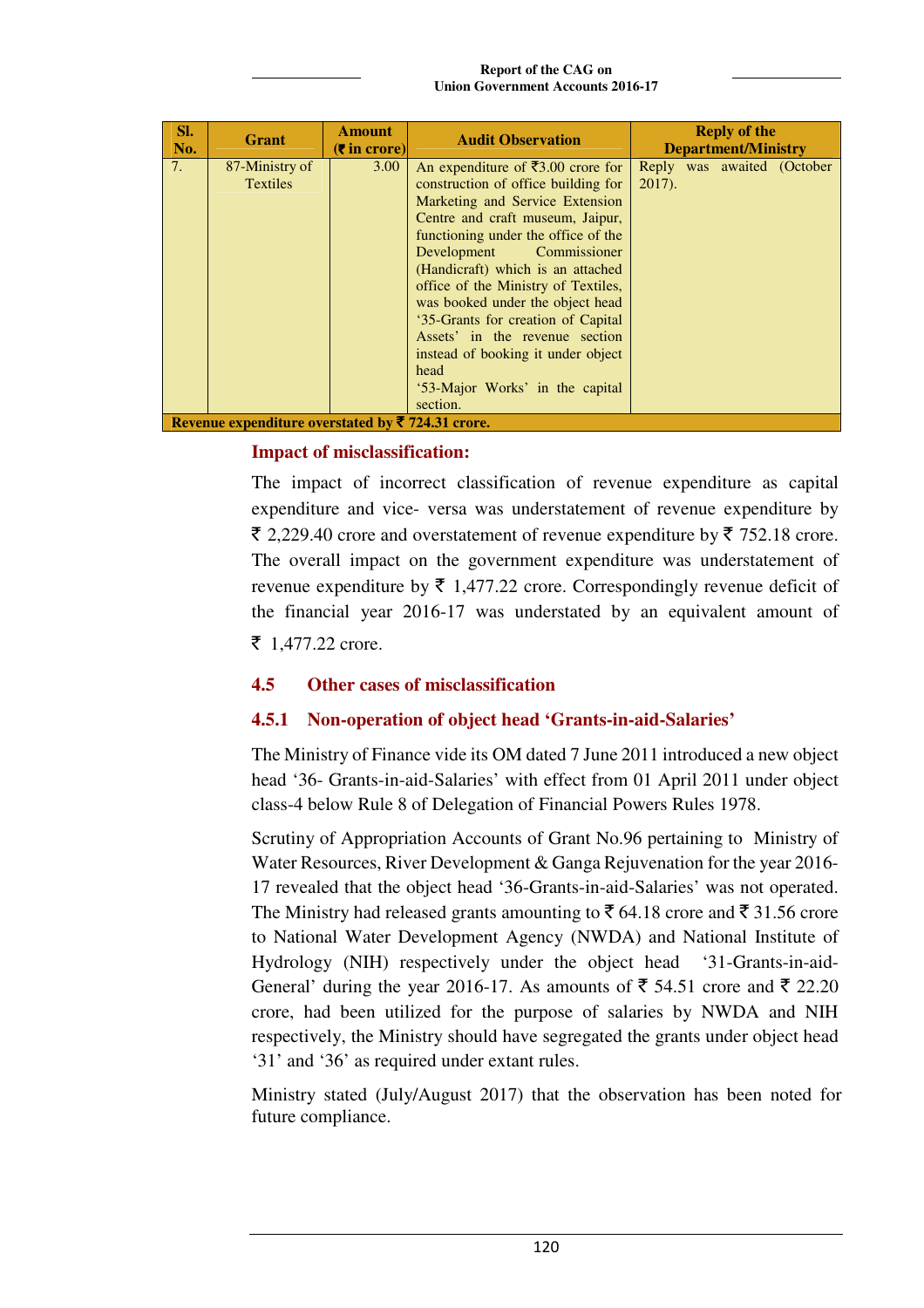| Sl. No. | Grant | Amount (₹ in crore) | Audit Observation | Reply of the Department/Ministry |
|---|---|---|---|---|
| 7. | 87-Ministry of Textiles | 3.00 | An expenditure of ₹3.00 crore for construction of office building for Marketing and Service Extension Centre and craft museum, Jaipur, functioning under the office of the Development Commissioner (Handicraft) which is an attached office of the Ministry of Textiles, was booked under the object head '35-Grants for creation of Capital Assets' in the revenue section instead of booking it under object head '53-Major Works' in the capital section. | Reply was awaited (October 2017). |
| **Revenue expenditure overstated by ₹ 724.31 crore.** | | | | |

### Impact of misclassification:

The impact of incorrect classification of revenue expenditure as capital expenditure and vice- versa was understatement of revenue expenditure by ₹ 2,229.40 crore and overstatement of revenue expenditure by ₹ 752.18 crore. The overall impact on the government expenditure was understatement of revenue expenditure by ₹ 1,477.22 crore. Correspondingly revenue deficit of the financial year 2016-17 was understated by an equivalent amount of ₹ 1,477.22 crore.

## 4.5 Other cases of misclassification

### 4.5.1 Non-operation of object head 'Grants-in-aid-Salaries'

The Ministry of Finance vide its OM dated 7 June 2011 introduced a new object head '36- Grants-in-aid-Salaries' with effect from 01 April 2011 under object class-4 below Rule 8 of Delegation of Financial Powers Rules 1978.

Scrutiny of Appropriation Accounts of Grant No.96 pertaining to Ministry of Water Resources, River Development & Ganga Rejuvenation for the year 2016-17 revealed that the object head '36-Grants-in-aid-Salaries' was not operated. The Ministry had released grants amounting to ₹ 64.18 crore and ₹ 31.56 crore to National Water Development Agency (NWDA) and National Institute of Hydrology (NIH) respectively under the object head '31-Grants-in-aid-General' during the year 2016-17. As amounts of ₹ 54.51 crore and ₹ 22.20 crore, had been utilized for the purpose of salaries by NWDA and NIH respectively, the Ministry should have segregated the grants under object head '31' and '36' as required under extant rules.

Ministry stated (July/August 2017) that the observation has been noted for future compliance.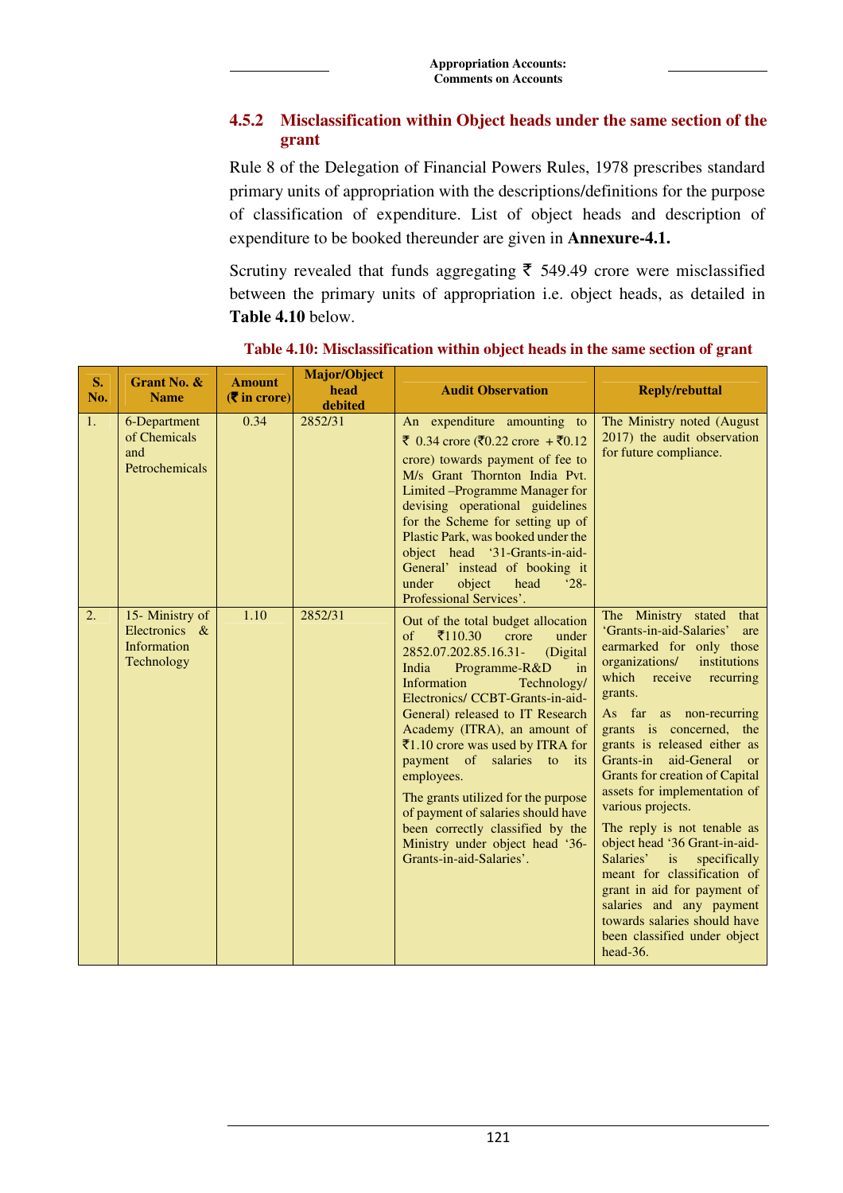### 4.5.2 Misclassification within Object heads under the same section of the grant

Rule 8 of the Delegation of Financial Powers Rules, 1978 prescribes standard primary units of appropriation with the descriptions/definitions for the purpose of classification of expenditure. List of object heads and description of expenditure to be booked thereunder are given in **Annexure-4.1.**

Scrutiny revealed that funds aggregating ₹ 549.49 crore were misclassified between the primary units of appropriation i.e. object heads, as detailed in **Table 4.10** below.

**Table 4.10: Misclassification within object heads in the same section of grant**

| S. No. | Grant No. & Name | Amount (₹ in crore) | Major/Object head debited | Audit Observation | Reply/rebuttal |
|---|---|---|---|---|---|
| 1. | 6-Department of Chemicals and Petrochemicals | 0.34 | 2852/31 | An expenditure amounting to ₹ 0.34 crore (₹0.22 crore + ₹0.12 crore) towards payment of fee to M/s Grant Thornton India Pvt. Limited –Programme Manager for devising operational guidelines for the Scheme for setting up of Plastic Park, was booked under the object head '31-Grants-in-aid-General' instead of booking it under object head '28-Professional Services'. | The Ministry noted (August 2017) the audit observation for future compliance. |
| 2. | 15- Ministry of Electronics & Information Technology | 1.10 | 2852/31 | Out of the total budget allocation of ₹110.30 crore under 2852.07.202.85.16.31- (Digital India Programme-R&D in Information Technology/ Electronics/ CCBT-Grants-in-aid-General) released to IT Research Academy (ITRA), an amount of ₹1.10 crore was used by ITRA for payment of salaries to its employees.<br><br>The grants utilized for the purpose of payment of salaries should have been correctly classified by the Ministry under object head '36-Grants-in-aid-Salaries'. | The Ministry stated that 'Grants-in-aid-Salaries' are earmarked for only those organizations/ institutions which receive recurring grants.<br><br>As far as non-recurring grants is concerned, the grants is released either as Grants-in aid-General or Grants for creation of Capital assets for implementation of various projects.<br><br>The reply is not tenable as object head '36 Grant-in-aid-Salaries' is specifically meant for classification of grant in aid for payment of salaries and any payment towards salaries should have been classified under object head-36. |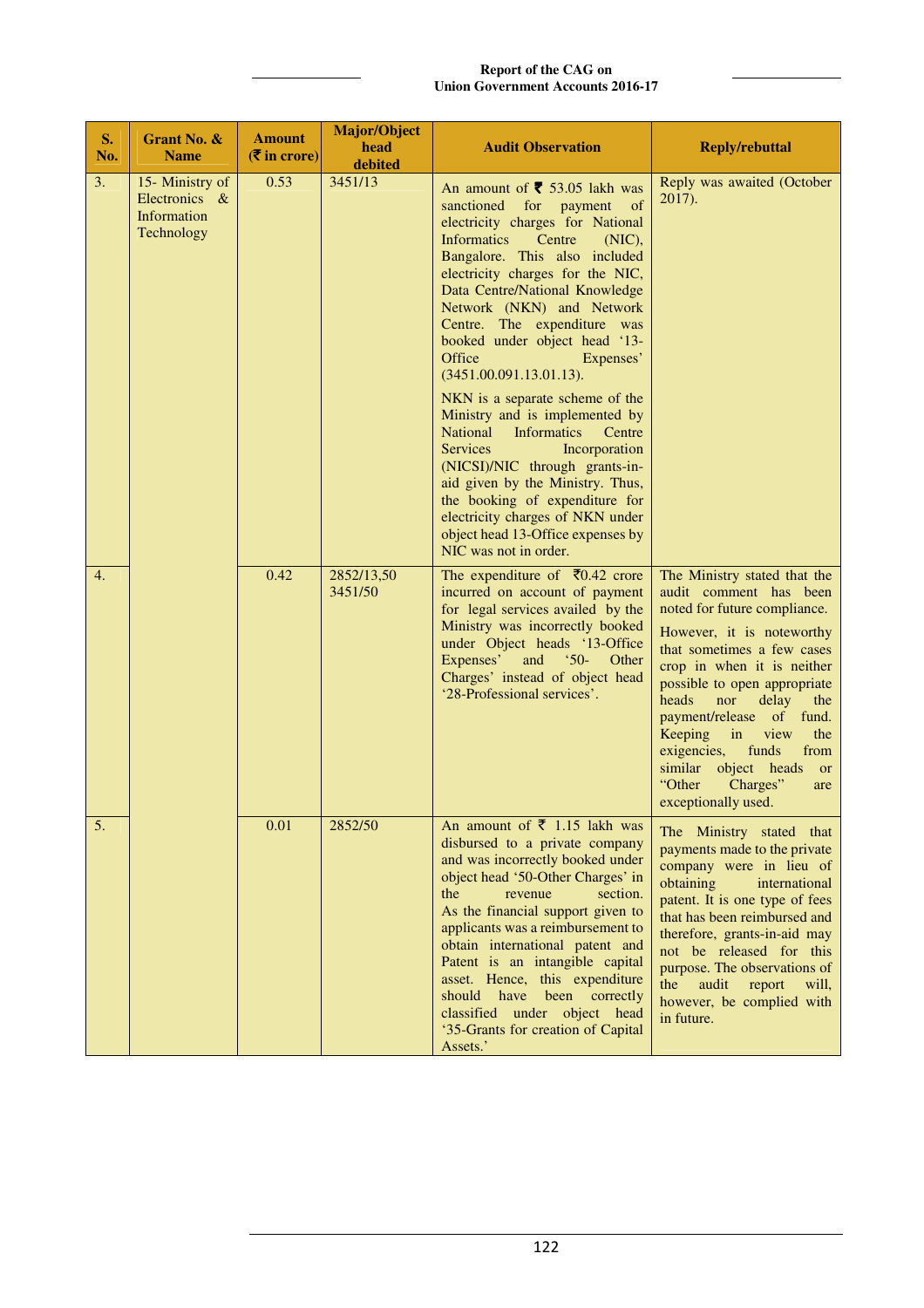| S. No. | Grant No. & Name | Amount (₹ in crore) | Major/Object head debited | Audit Observation | Reply/rebuttal |
|---|---|---|---|---|---|
| 3. | 15- Ministry of Electronics & Information Technology | 0.53 | 3451/13 | An amount of ₹ 53.05 lakh was sanctioned for payment of electricity charges for National Informatics Centre (NIC), Bangalore. This also included electricity charges for the NIC, Data Centre/National Knowledge Network (NKN) and Network Centre. The expenditure was booked under object head '13-Office Expenses' (3451.00.091.13.01.13).<br><br>NKN is a separate scheme of the Ministry and is implemented by National Informatics Centre Services Incorporation (NICSI)/NIC through grants-in-aid given by the Ministry. Thus, the booking of expenditure for electricity charges of NKN under object head 13-Office expenses by NIC was not in order. | Reply was awaited (October 2017). |
| 4. | | 0.42 | 2852/13,50<br>3451/50 | The expenditure of ₹0.42 crore incurred on account of payment for legal services availed by the Ministry was incorrectly booked under Object heads '13-Office Expenses' and '50- Other Charges' instead of object head '28-Professional services'. | The Ministry stated that the audit comment has been noted for future compliance.<br><br>However, it is noteworthy that sometimes a few cases crop in when it is neither possible to open appropriate heads nor delay the payment/release of fund. Keeping in view the exigencies, funds from similar object heads or "Other Charges" are exceptionally used. |
| 5. | | 0.01 | 2852/50 | An amount of ₹ 1.15 lakh was disbursed to a private company and was incorrectly booked under object head '50-Other Charges' in the revenue section. As the financial support given to applicants was a reimbursement to obtain international patent and Patent is an intangible capital asset. Hence, this expenditure should have been correctly classified under object head '35-Grants for creation of Capital Assets.' | The Ministry stated that payments made to the private company were in lieu of obtaining international patent. It is one type of fees that has been reimbursed and therefore, grants-in-aid may not be released for this purpose. The observations of the audit report will, however, be complied with in future. |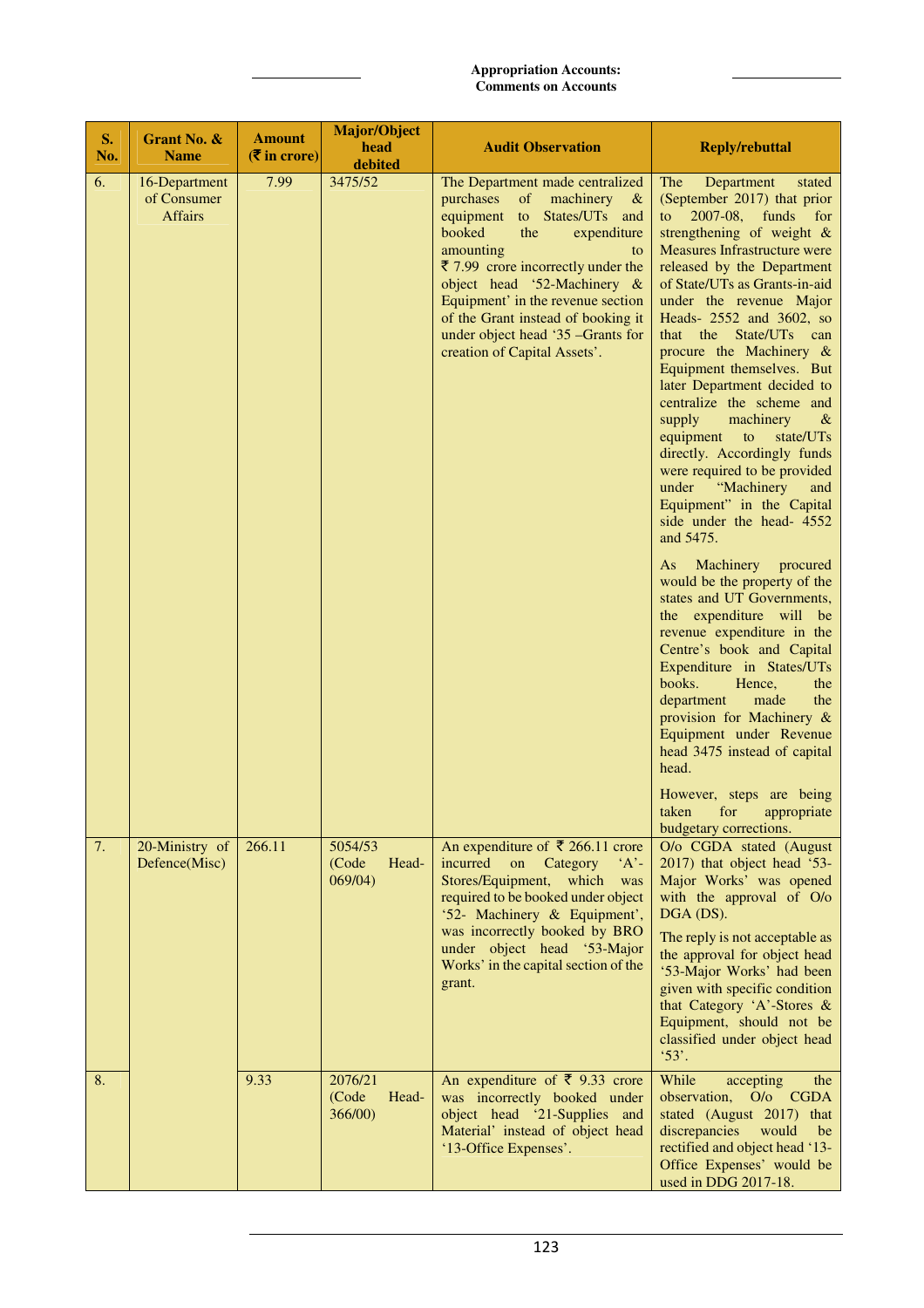| S. No. | Grant No. & Name | Amount (₹ in crore) | Major/Object head debited | Audit Observation | Reply/rebuttal |
|---|---|---|---|---|---|
| 6. | 16-Department of Consumer Affairs | 7.99 | 3475/52 | The Department made centralized purchases of machinery & equipment to States/UTs and booked the expenditure amounting to ₹ 7.99 crore incorrectly under the object head '52-Machinery & Equipment' in the revenue section of the Grant instead of booking it under object head '35 –Grants for creation of Capital Assets'. | The Department stated (September 2017) that prior to 2007-08, funds for strengthening of weight & Measures Infrastructure were released by the Department of State/UTs as Grants-in-aid under the revenue Major Heads- 2552 and 3602, so that the State/UTs can procure the Machinery & Equipment themselves. But later Department decided to centralize the scheme and supply machinery & equipment to state/UTs directly. Accordingly funds were required to be provided under "Machinery and Equipment" in the Capital side under the head- 4552 and 5475. As Machinery procured would be the property of the states and UT Governments, the expenditure will be revenue expenditure in the Centre's book and Capital Expenditure in States/UTs books. Hence, the department made the provision for Machinery & Equipment under Revenue head 3475 instead of capital head. However, steps are being taken for appropriate budgetary corrections. |
| 7. | 20-Ministry of Defence(Misc) | 266.11 | 5054/53 (Code Head-069/04) | An expenditure of ₹ 266.11 crore incurred on Category 'A'-Stores/Equipment, which was required to be booked under object '52- Machinery & Equipment', was incorrectly booked by BRO under object head '53-Major Works' in the capital section of the grant. | O/o CGDA stated (August 2017) that object head '53-Major Works' was opened with the approval of O/o DGA (DS). The reply is not acceptable as the approval for object head '53-Major Works' had been given with specific condition that Category 'A'-Stores & Equipment, should not be classified under object head '53'. |
| 8. | | 9.33 | 2076/21 (Code Head-366/00) | An expenditure of ₹ 9.33 crore was incorrectly booked under object head '21-Supplies and Material' instead of object head '13-Office Expenses'. | While accepting the observation, O/o CGDA stated (August 2017) that discrepancies would be rectified and object head '13-Office Expenses' would be used in DDG 2017-18. |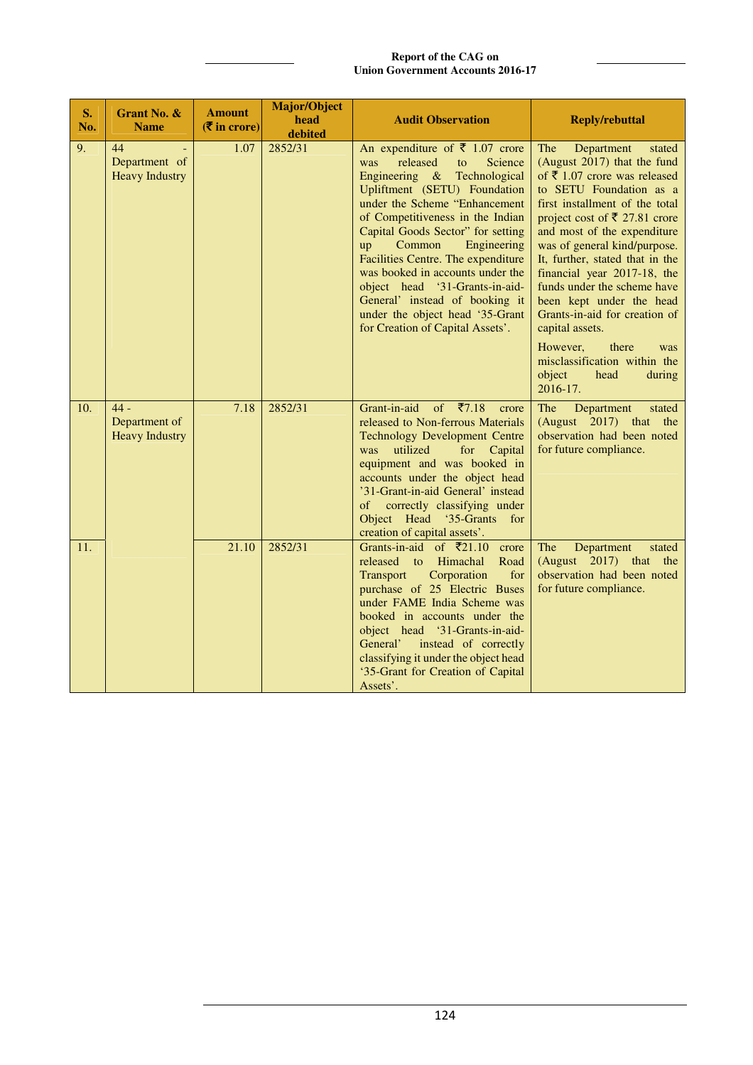| S. No. | Grant No. & Name | Amount (₹ in crore) | Major/Object head debited | Audit Observation | Reply/rebuttal |
|---|---|---|---|---|---|
| 9. | 44 - Department of Heavy Industry | 1.07 | 2852/31 | An expenditure of ₹ 1.07 crore was released to Science Engineering & Technological Upliftment (SETU) Foundation under the Scheme "Enhancement of Competitiveness in the Indian Capital Goods Sector" for setting up Common Engineering Facilities Centre. The expenditure was booked in accounts under the object head '31-Grants-in-aid-General' instead of booking it under the object head '35-Grant for Creation of Capital Assets'. | The Department stated (August 2017) that the fund of ₹ 1.07 crore was released to SETU Foundation as a first installment of the total project cost of ₹ 27.81 crore and most of the expenditure was of general kind/purpose. It, further, stated that in the financial year 2017-18, the funds under the scheme have been kept under the head Grants-in-aid for creation of capital assets. However, there was misclassification within the object head during 2016-17. |
| 10. | 44 - Department of Heavy Industry | 7.18 | 2852/31 | Grant-in-aid of ₹7.18 crore released to Non-ferrous Materials Technology Development Centre was utilized for Capital equipment and was booked in accounts under the object head '31-Grant-in-aid General' instead of correctly classifying under Object Head '35-Grants for creation of capital assets'. | The Department stated (August 2017) that the observation had been noted for future compliance. |
| 11. | | 21.10 | 2852/31 | Grants-in-aid of ₹21.10 crore released to Himachal Road Transport Corporation for purchase of 25 Electric Buses under FAME India Scheme was booked in accounts under the object head '31-Grants-in-aid-General' instead of correctly classifying it under the object head '35-Grant for Creation of Capital Assets'. | The Department stated (August 2017) that the observation had been noted for future compliance. |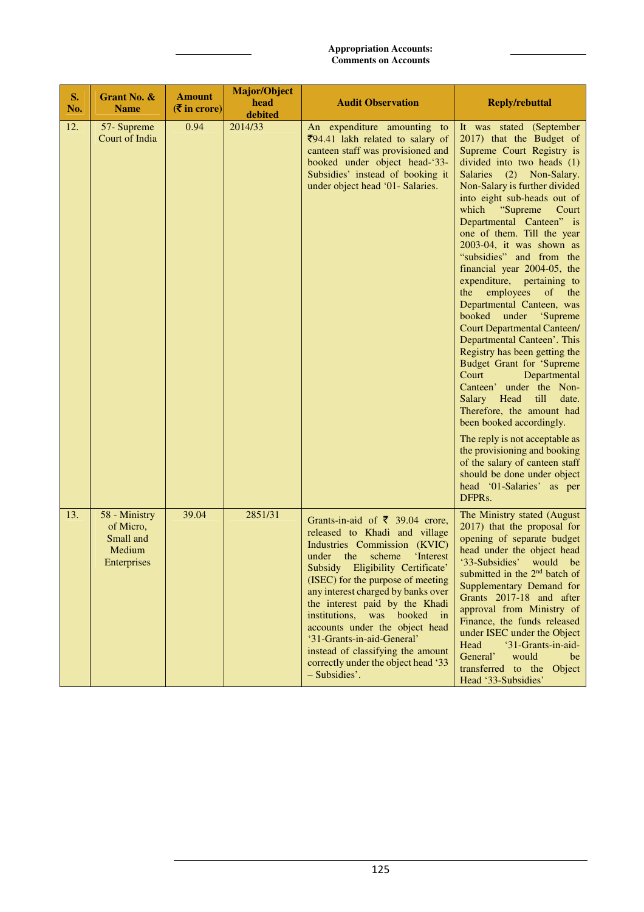| S. No. | Grant No. & Name | Amount (₹ in crore) | Major/Object head debited | Audit Observation | Reply/rebuttal |
|---|---|---|---|---|---|
| 12. | 57- Supreme Court of India | 0.94 | 2014/33 | An expenditure amounting to ₹94.41 lakh related to salary of canteen staff was provisioned and booked under object head-'33-Subsidies' instead of booking it under object head '01- Salaries. | It was stated (September 2017) that the Budget of Supreme Court Registry is divided into two heads (1) Salaries (2) Non-Salary. Non-Salary is further divided into eight sub-heads out of which "Supreme Court Departmental Canteen" is one of them. Till the year 2003-04, it was shown as "subsidies" and from the financial year 2004-05, the expenditure, pertaining to the employees of the Departmental Canteen, was booked under 'Supreme Court Departmental Canteen/ Departmental Canteen'. This Registry has been getting the Budget Grant for 'Supreme Court Departmental Canteen' under the Non-Salary Head till date. Therefore, the amount had been booked accordingly.<br><br>The reply is not acceptable as the provisioning and booking of the salary of canteen staff should be done under object head '01-Salaries' as per DFPRs. |
| 13. | 58 - Ministry of Micro, Small and Medium Enterprises | 39.04 | 2851/31 | Grants-in-aid of ₹ 39.04 crore, released to Khadi and village Industries Commission (KVIC) under the scheme 'Interest Subsidy Eligibility Certificate' (ISEC) for the purpose of meeting any interest charged by banks over the interest paid by the Khadi institutions, was booked in accounts under the object head '31-Grants-in-aid-General' instead of classifying the amount correctly under the object head '33 – Subsidies'. | The Ministry stated (August 2017) that the proposal for opening of separate budget head under the object head '33-Subsidies' would be submitted in the 2nd batch of Supplementary Demand for Grants 2017-18 and after approval from Ministry of Finance, the funds released under ISEC under the Object Head '31-Grants-in-aid-General' would be transferred to the Object Head '33-Subsidies' |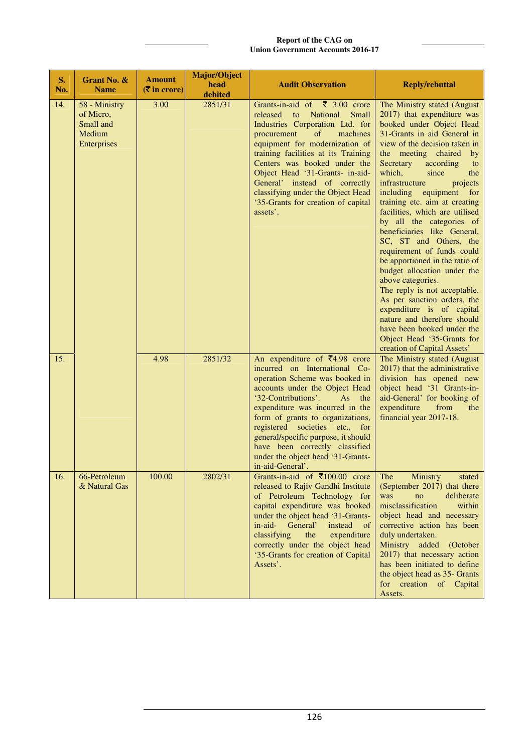| S. No. | Grant No. & Name | Amount (₹ in crore) | Major/Object head debited | Audit Observation | Reply/rebuttal |
|---|---|---|---|---|---|
| 14. | 58 - Ministry of Micro, Small and Medium Enterprises | 3.00 | 2851/31 | Grants-in-aid of ₹ 3.00 crore released to National Small Industries Corporation Ltd. for procurement of machines equipment for modernization of training facilities at its Training Centers was booked under the Object Head '31-Grants- in-aid-General' instead of correctly classifying under the Object Head '35-Grants for creation of capital assets'. | The Ministry stated (August 2017) that expenditure was booked under Object Head 31-Grants in aid General in view of the decision taken in the meeting chaired by Secretary according to which, since the infrastructure projects including equipment for training etc. aim at creating facilities, which are utilised by all the categories of beneficiaries like General, SC, ST and Others, the requirement of funds could be apportioned in the ratio of budget allocation under the above categories.<br>The reply is not acceptable. As per sanction orders, the expenditure is of capital nature and therefore should have been booked under the Object Head '35-Grants for creation of Capital Assets' |
| 15. | | 4.98 | 2851/32 | An expenditure of ₹4.98 crore incurred on International Co-operation Scheme was booked in accounts under the Object Head '32-Contributions'. As the expenditure was incurred in the form of grants to organizations, registered societies etc., for general/specific purpose, it should have been correctly classified under the object head '31-Grants-in-aid-General'. | The Ministry stated (August 2017) that the administrative division has opened new object head '31 Grants-in-aid-General' for booking of expenditure from the financial year 2017-18. |
| 16. | 66-Petroleum & Natural Gas | 100.00 | 2802/31 | Grants-in-aid of ₹100.00 crore released to Rajiv Gandhi Institute of Petroleum Technology for capital expenditure was booked under the object head '31-Grants-in-aid- General' instead of classifying the expenditure correctly under the object head '35-Grants for creation of Capital Assets'. | The Ministry stated (September 2017) that there was no deliberate misclassification within object head and necessary corrective action has been duly undertaken.<br>Ministry added (October 2017) that necessary action has been initiated to define the object head as 35- Grants for creation of Capital Assets. |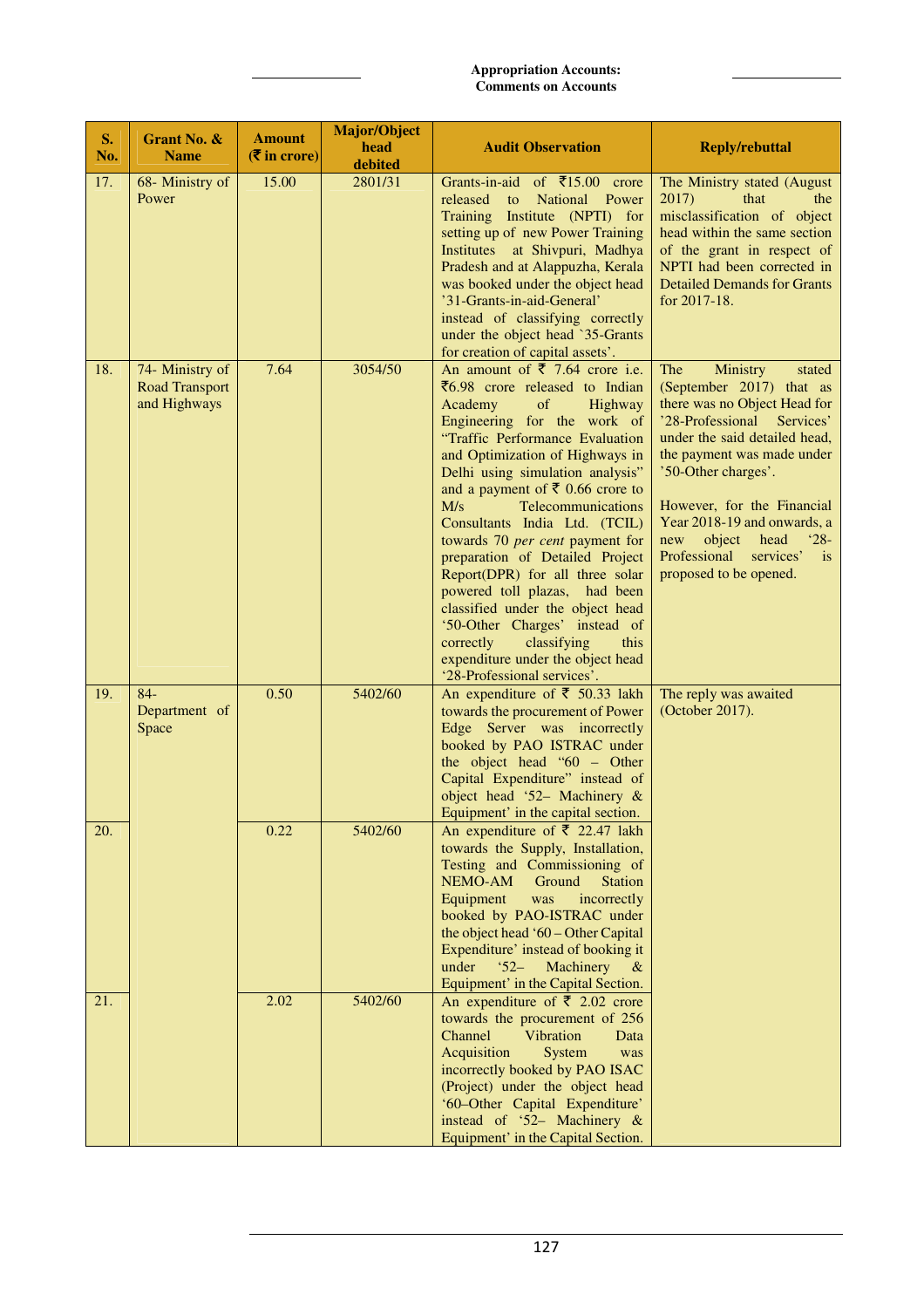| S. No. | Grant No. & Name | Amount (₹ in crore) | Major/Object head debited | Audit Observation | Reply/rebuttal |
|---|---|---|---|---|---|
| 17. | 68- Ministry of Power | 15.00 | 2801/31 | Grants-in-aid of ₹15.00 crore released to National Power Training Institute (NPTI) for setting up of new Power Training Institutes at Shivpuri, Madhya Pradesh and at Alappuzha, Kerala was booked under the object head '31-Grants-in-aid-General' instead of classifying correctly under the object head `35-Grants for creation of capital assets'. | The Ministry stated (August 2017) that the misclassification of object head within the same section of the grant in respect of NPTI had been corrected in Detailed Demands for Grants for 2017-18. |
| 18. | 74- Ministry of Road Transport and Highways | 7.64 | 3054/50 | An amount of ₹ 7.64 crore i.e. ₹6.98 crore released to Indian Academy of Highway Engineering for the work of "Traffic Performance Evaluation and Optimization of Highways in Delhi using simulation analysis" and a payment of ₹ 0.66 crore to M/s Telecommunications Consultants India Ltd. (TCIL) towards 70 *per cent* payment for preparation of Detailed Project Report(DPR) for all three solar powered toll plazas, had been classified under the object head '50-Other Charges' instead of correctly classifying this expenditure under the object head '28-Professional services'. | The Ministry stated (September 2017) that as there was no Object Head for '28-Professional Services' under the said detailed head, the payment was made under '50-Other charges'.<br><br>However, for the Financial Year 2018-19 and onwards, a new object head '28-Professional services' is proposed to be opened. |
| 19. | 84- Department of Space | 0.50 | 5402/60 | An expenditure of ₹ 50.33 lakh towards the procurement of Power Edge Server was incorrectly booked by PAO ISTRAC under the object head "60 – Other Capital Expenditure" instead of object head '52– Machinery & Equipment' in the capital section. | The reply was awaited (October 2017). |
| 20. | | 0.22 | 5402/60 | An expenditure of ₹ 22.47 lakh towards the Supply, Installation, Testing and Commissioning of NEMO-AM Ground Station Equipment was incorrectly booked by PAO-ISTRAC under the object head '60 – Other Capital Expenditure' instead of booking it under '52– Machinery & Equipment' in the Capital Section. | |
| 21. | | 2.02 | 5402/60 | An expenditure of ₹ 2.02 crore towards the procurement of 256 Channel Vibration Data Acquisition System was incorrectly booked by PAO ISAC (Project) under the object head '60–Other Capital Expenditure' instead of '52– Machinery & Equipment' in the Capital Section. | |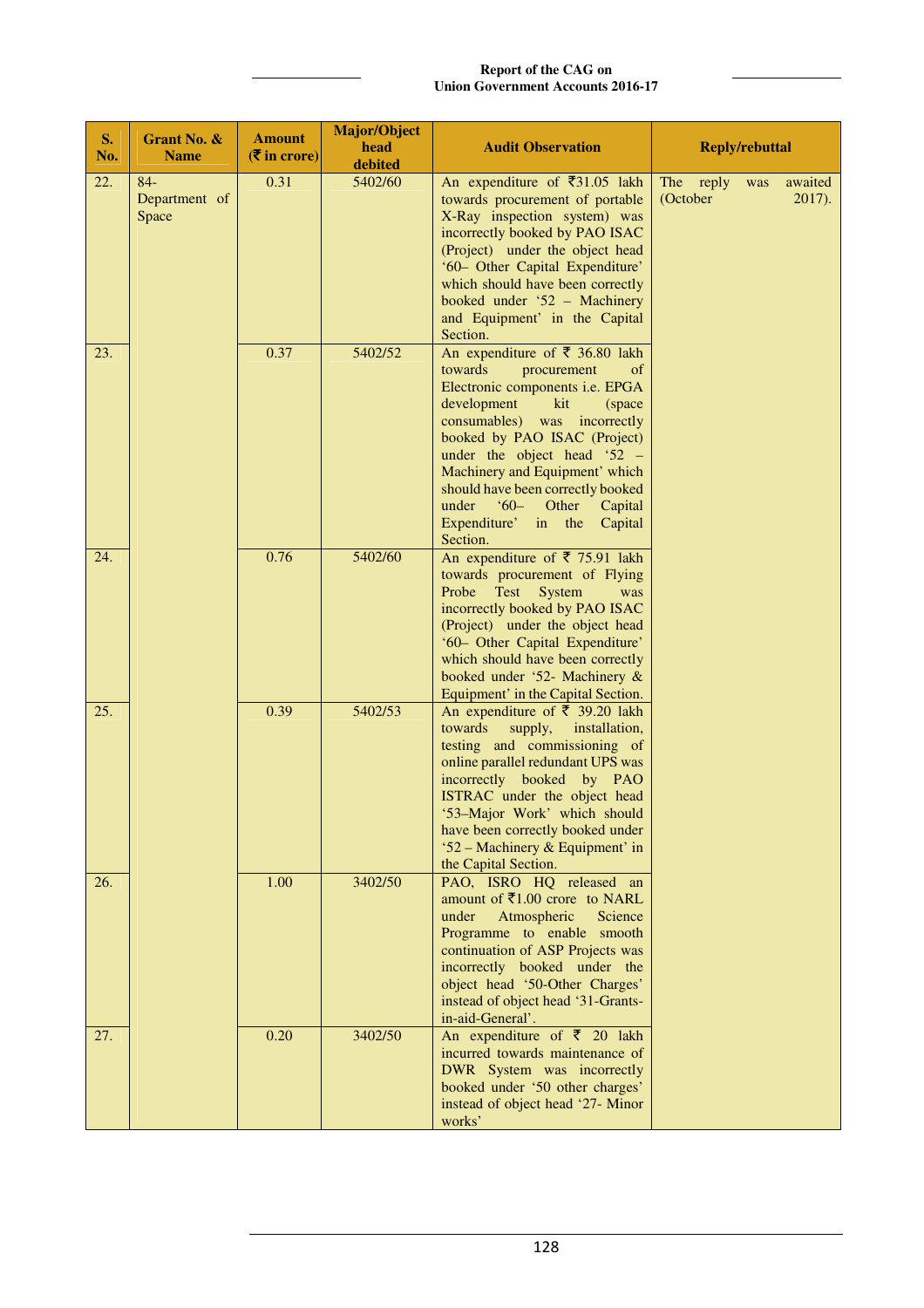| S. No. | Grant No. & Name | Amount (₹ in crore) | Major/Object head debited | Audit Observation | Reply/rebuttal |
|---|---|---|---|---|---|
| 22. | 84- Department of Space | 0.31 | 5402/60 | An expenditure of ₹31.05 lakh towards procurement of portable X-Ray inspection system) was incorrectly booked by PAO ISAC (Project) under the object head '60– Other Capital Expenditure' which should have been correctly booked under '52 – Machinery and Equipment' in the Capital Section. | The reply was awaited (October 2017). |
| 23. | | 0.37 | 5402/52 | An expenditure of ₹ 36.80 lakh towards procurement of Electronic components i.e. EPGA development kit (space consumables) was incorrectly booked by PAO ISAC (Project) under the object head '52 – Machinery and Equipment' which should have been correctly booked under '60– Other Capital Expenditure' in the Capital Section. | |
| 24. | | 0.76 | 5402/60 | An expenditure of ₹ 75.91 lakh towards procurement of Flying Probe Test System was incorrectly booked by PAO ISAC (Project) under the object head '60– Other Capital Expenditure' which should have been correctly booked under '52- Machinery & Equipment' in the Capital Section. | |
| 25. | | 0.39 | 5402/53 | An expenditure of ₹ 39.20 lakh towards supply, installation, testing and commissioning of online parallel redundant UPS was incorrectly booked by PAO ISTRAC under the object head '53–Major Work' which should have been correctly booked under '52 – Machinery & Equipment' in the Capital Section. | |
| 26. | | 1.00 | 3402/50 | PAO, ISRO HQ released an amount of ₹1.00 crore to NARL under Atmospheric Science Programme to enable smooth continuation of ASP Projects was incorrectly booked under the object head '50-Other Charges' instead of object head '31-Grants-in-aid-General'. | |
| 27. | | 0.20 | 3402/50 | An expenditure of ₹ 20 lakh incurred towards maintenance of DWR System was incorrectly booked under '50 other charges' instead of object head '27- Minor works' | |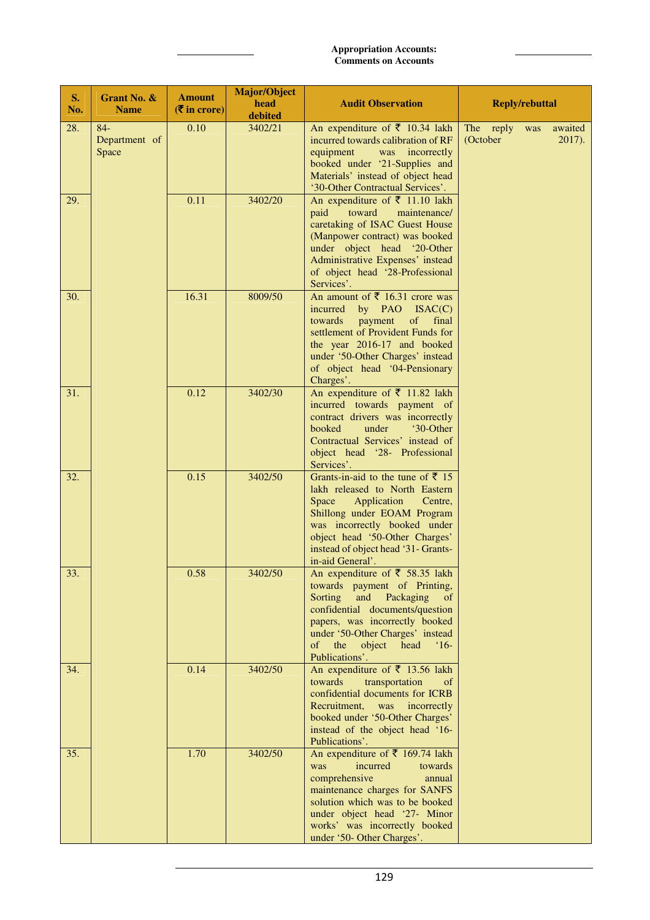| S. No. | Grant No. & Name | Amount (₹ in crore) | Major/Object head debited | Audit Observation | Reply/rebuttal |
|---|---|---|---|---|---|
| 28. | 84-Department of Space | 0.10 | 3402/21 | An expenditure of ₹ 10.34 lakh incurred towards calibration of RF equipment was incorrectly booked under '21-Supplies and Materials' instead of object head '30-Other Contractual Services'. | The reply was awaited (October 2017). |
| 29. | | 0.11 | 3402/20 | An expenditure of ₹ 11.10 lakh paid toward maintenance/ caretaking of ISAC Guest House (Manpower contract) was booked under object head '20-Other Administrative Expenses' instead of object head '28-Professional Services'. | |
| 30. | | 16.31 | 8009/50 | An amount of ₹ 16.31 crore was incurred by PAO ISAC(C) towards payment of final settlement of Provident Funds for the year 2016-17 and booked under '50-Other Charges' instead of object head '04-Pensionary Charges'. | |
| 31. | | 0.12 | 3402/30 | An expenditure of ₹ 11.82 lakh incurred towards payment of contract drivers was incorrectly booked under '30-Other Contractual Services' instead of object head '28- Professional Services'. | |
| 32. | | 0.15 | 3402/50 | Grants-in-aid to the tune of ₹ 15 lakh released to North Eastern Space Application Centre, Shillong under EOAM Program was incorrectly booked under object head '50-Other Charges' instead of object head '31- Grants-in-aid General'. | |
| 33. | | 0.58 | 3402/50 | An expenditure of ₹ 58.35 lakh towards payment of Printing, Sorting and Packaging of confidential documents/question papers, was incorrectly booked under '50-Other Charges' instead of the object head '16-Publications'. | |
| 34. | | 0.14 | 3402/50 | An expenditure of ₹ 13.56 lakh towards transportation of confidential documents for ICRB Recruitment, was incorrectly booked under '50-Other Charges' instead of the object head '16-Publications'. | |
| 35. | | 1.70 | 3402/50 | An expenditure of ₹ 169.74 lakh was incurred towards comprehensive annual maintenance charges for SANFS solution which was to be booked under object head '27- Minor works' was incorrectly booked under '50- Other Charges'. | |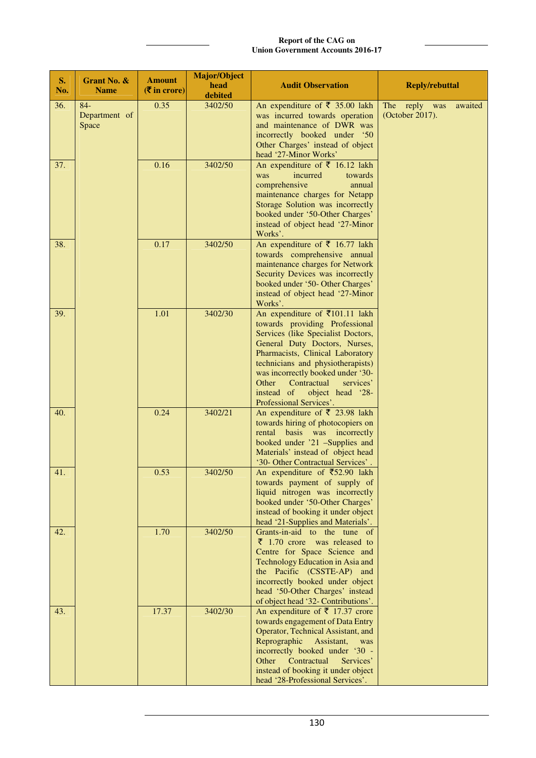| S. No. | Grant No. & Name | Amount (₹ in crore) | Major/Object head debited | Audit Observation | Reply/rebuttal |
|---|---|---|---|---|---|
| 36. | 84-Department of Space | 0.35 | 3402/50 | An expenditure of ₹ 35.00 lakh was incurred towards operation and maintenance of DWR was incorrectly booked under '50 Other Charges' instead of object head '27-Minor Works' | The reply was awaited (October 2017). |
| 37. | | 0.16 | 3402/50 | An expenditure of ₹ 16.12 lakh was incurred towards comprehensive annual maintenance charges for Netapp Storage Solution was incorrectly booked under '50-Other Charges' instead of object head '27-Minor Works'. | |
| 38. | | 0.17 | 3402/50 | An expenditure of ₹ 16.77 lakh towards comprehensive annual maintenance charges for Network Security Devices was incorrectly booked under '50- Other Charges' instead of object head '27-Minor Works'. | |
| 39. | | 1.01 | 3402/30 | An expenditure of ₹101.11 lakh towards providing Professional Services (like Specialist Doctors, General Duty Doctors, Nurses, Pharmacists, Clinical Laboratory technicians and physiotherapists) was incorrectly booked under '30-Other Contractual services' instead of object head '28-Professional Services'. | |
| 40. | | 0.24 | 3402/21 | An expenditure of ₹ 23.98 lakh towards hiring of photocopiers on rental basis was incorrectly booked under '21 –Supplies and Materials' instead of object head '30- Other Contractual Services' . | |
| 41. | | 0.53 | 3402/50 | An expenditure of ₹52.90 lakh towards payment of supply of liquid nitrogen was incorrectly booked under '50-Other Charges' instead of booking it under object head '21-Supplies and Materials'. | |
| 42. | | 1.70 | 3402/50 | Grants-in-aid to the tune of ₹ 1.70 crore was released to Centre for Space Science and Technology Education in Asia and the Pacific (CSSTE-AP) and incorrectly booked under object head '50-Other Charges' instead of object head '32- Contributions'. | |
| 43. | | 17.37 | 3402/30 | An expenditure of ₹ 17.37 crore towards engagement of Data Entry Operator, Technical Assistant, and Reprographic Assistant, was incorrectly booked under '30 - Other Contractual Services' instead of booking it under object head '28-Professional Services'. | |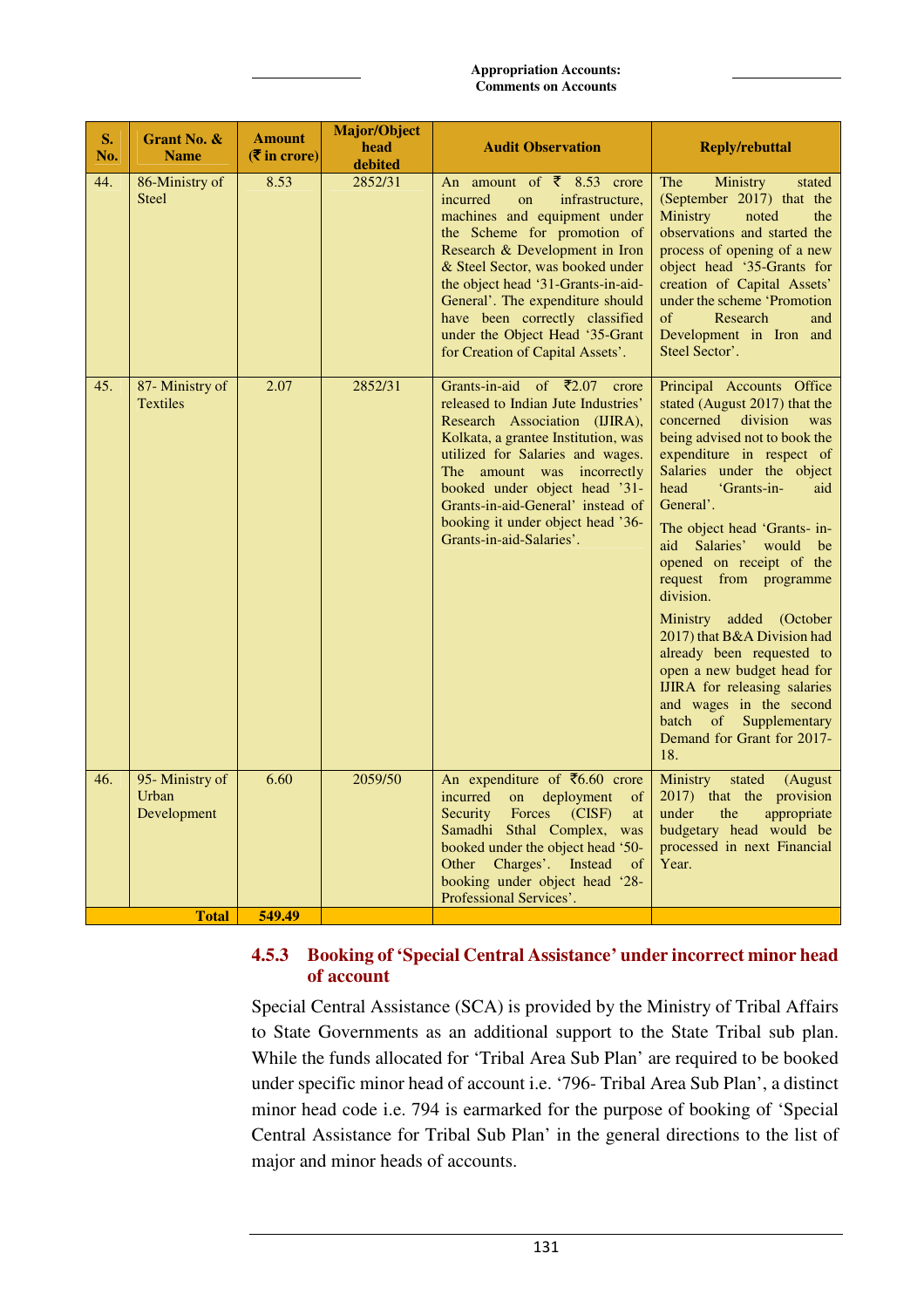| S. No. | Grant No. & Name | Amount (₹ in crore) | Major/Object head debited | Audit Observation | Reply/rebuttal |
|---|---|---|---|---|---|
| 44. | 86-Ministry of Steel | 8.53 | 2852/31 | An amount of ₹ 8.53 crore incurred on infrastructure, machines and equipment under the Scheme for promotion of Research & Development in Iron & Steel Sector, was booked under the object head '31-Grants-in-aid-General'. The expenditure should have been correctly classified under the Object Head '35-Grant for Creation of Capital Assets'. | The Ministry stated (September 2017) that the Ministry noted the observations and started the process of opening of a new object head '35-Grants for creation of Capital Assets' under the scheme 'Promotion of Research and Development in Iron and Steel Sector'. |
| 45. | 87- Ministry of Textiles | 2.07 | 2852/31 | Grants-in-aid of ₹2.07 crore released to Indian Jute Industries' Research Association (IJIRA), Kolkata, a grantee Institution, was utilized for Salaries and wages. The amount was incorrectly booked under object head '31-Grants-in-aid-General' instead of booking it under object head '36-Grants-in-aid-Salaries'. | Principal Accounts Office stated (August 2017) that the concerned division was being advised not to book the expenditure in respect of Salaries under the object head 'Grants-in- aid General'.<br><br>The object head 'Grants- in-aid Salaries' would be opened on receipt of the request from programme division.<br><br>Ministry added (October 2017) that B&A Division had already been requested to open a new budget head for IJIRA for releasing salaries and wages in the second batch of Supplementary Demand for Grant for 2017-18. |
| 46. | 95- Ministry of Urban Development | 6.60 | 2059/50 | An expenditure of ₹6.60 crore incurred on deployment of Security Forces (CISF) at Samadhi Sthal Complex, was booked under the object head '50-Other Charges'. Instead of booking under object head '28-Professional Services'. | Ministry stated (August 2017) that the provision under the appropriate budgetary head would be processed in next Financial Year. |
| | **Total** | **549.49** | | | |

### 4.5.3 Booking of 'Special Central Assistance' under incorrect minor head of account

Special Central Assistance (SCA) is provided by the Ministry of Tribal Affairs to State Governments as an additional support to the State Tribal sub plan. While the funds allocated for 'Tribal Area Sub Plan' are required to be booked under specific minor head of account i.e. '796- Tribal Area Sub Plan', a distinct minor head code i.e. 794 is earmarked for the purpose of booking of 'Special Central Assistance for Tribal Sub Plan' in the general directions to the list of major and minor heads of accounts.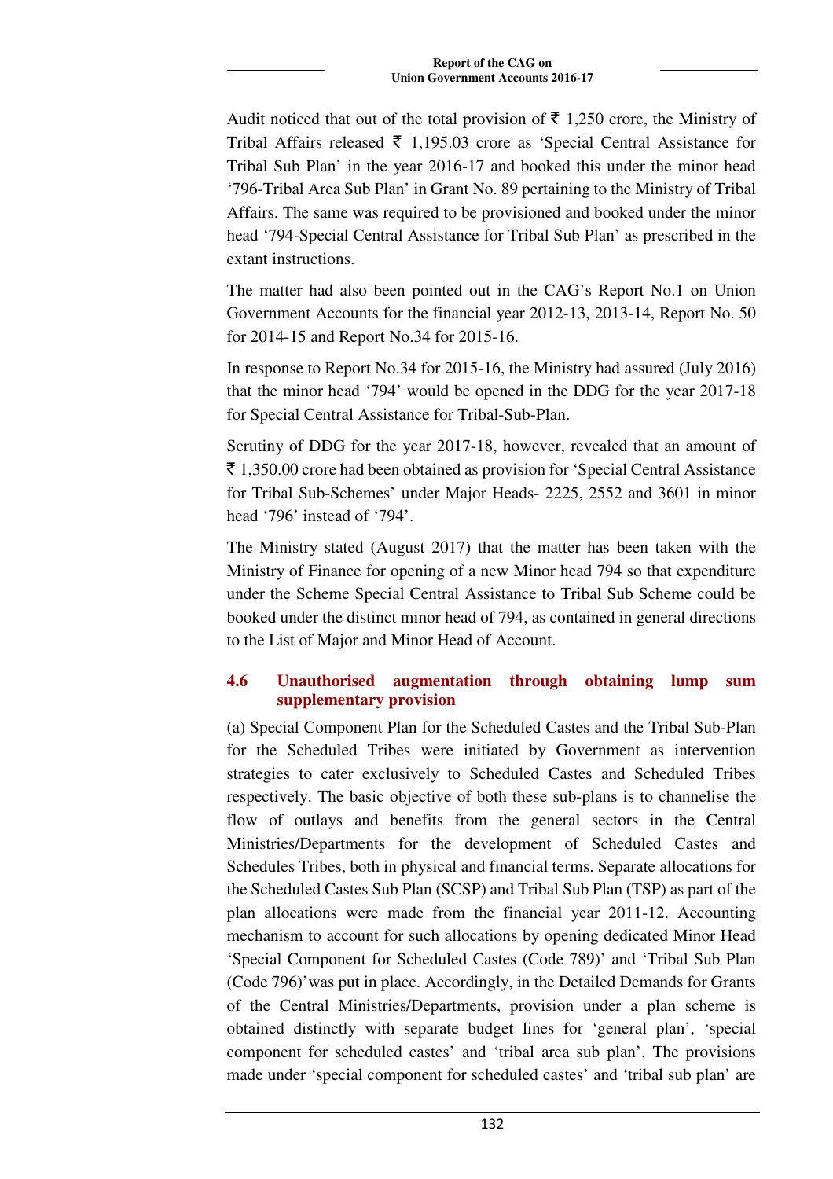Audit noticed that out of the total provision of ₹ 1,250 crore, the Ministry of Tribal Affairs released ₹ 1,195.03 crore as 'Special Central Assistance for Tribal Sub Plan' in the year 2016-17 and booked this under the minor head '796-Tribal Area Sub Plan' in Grant No. 89 pertaining to the Ministry of Tribal Affairs. The same was required to be provisioned and booked under the minor head '794-Special Central Assistance for Tribal Sub Plan' as prescribed in the extant instructions.

The matter had also been pointed out in the CAG's Report No.1 on Union Government Accounts for the financial year 2012-13, 2013-14, Report No. 50 for 2014-15 and Report No.34 for 2015-16.

In response to Report No.34 for 2015-16, the Ministry had assured (July 2016) that the minor head '794' would be opened in the DDG for the year 2017-18 for Special Central Assistance for Tribal-Sub-Plan.

Scrutiny of DDG for the year 2017-18, however, revealed that an amount of ₹ 1,350.00 crore had been obtained as provision for 'Special Central Assistance for Tribal Sub-Schemes' under Major Heads- 2225, 2552 and 3601 in minor head '796' instead of '794'.

The Ministry stated (August 2017) that the matter has been taken with the Ministry of Finance for opening of a new Minor head 794 so that expenditure under the Scheme Special Central Assistance to Tribal Sub Scheme could be booked under the distinct minor head of 794, as contained in general directions to the List of Major and Minor Head of Account.

### 4.6 Unauthorised augmentation through obtaining lump sum supplementary provision

(a) Special Component Plan for the Scheduled Castes and the Tribal Sub-Plan for the Scheduled Tribes were initiated by Government as intervention strategies to cater exclusively to Scheduled Castes and Scheduled Tribes respectively. The basic objective of both these sub-plans is to channelise the flow of outlays and benefits from the general sectors in the Central Ministries/Departments for the development of Scheduled Castes and Schedules Tribes, both in physical and financial terms. Separate allocations for the Scheduled Castes Sub Plan (SCSP) and Tribal Sub Plan (TSP) as part of the plan allocations were made from the financial year 2011-12. Accounting mechanism to account for such allocations by opening dedicated Minor Head 'Special Component for Scheduled Castes (Code 789)' and 'Tribal Sub Plan (Code 796)' was put in place. Accordingly, in the Detailed Demands for Grants of the Central Ministries/Departments, provision under a plan scheme is obtained distinctly with separate budget lines for 'general plan', 'special component for scheduled castes' and 'tribal area sub plan'. The provisions made under 'special component for scheduled castes' and 'tribal sub plan' are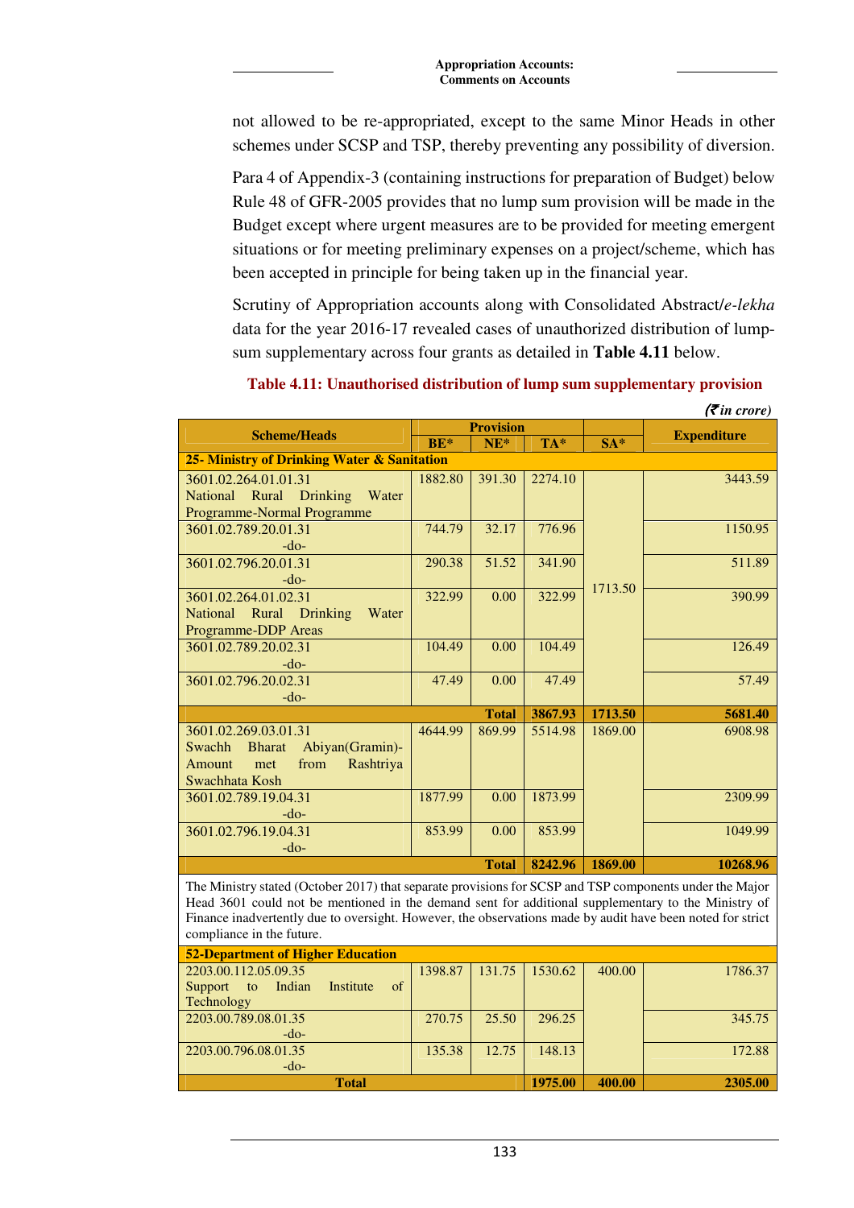not allowed to be re-appropriated, except to the same Minor Heads in other schemes under SCSP and TSP, thereby preventing any possibility of diversion.

Para 4 of Appendix-3 (containing instructions for preparation of Budget) below Rule 48 of GFR-2005 provides that no lump sum provision will be made in the Budget except where urgent measures are to be provided for meeting emergent situations or for meeting preliminary expenses on a project/scheme, which has been accepted in principle for being taken up in the financial year.

Scrutiny of Appropriation accounts along with Consolidated Abstract/*e-lekha* data for the year 2016-17 revealed cases of unauthorized distribution of lump-sum supplementary across four grants as detailed in **Table 4.11** below.

**Table 4.11: Unauthorised distribution of lump sum supplementary provision**

*(₹ in crore)*

| Scheme/Heads | Provision | | | | Expenditure |
|---|---|---|---|---|---|
| | BE* | NE* | TA* | SA* | |
| **25- Ministry of Drinking Water & Sanitation** | | | | | |
| 3601.02.264.01.01.31 National Rural Drinking Water Programme-Normal Programme | 1882.80 | 391.30 | 2274.10 | 1713.50 | 3443.59 |
| 3601.02.789.20.01.31 -do- | 744.79 | 32.17 | 776.96 | | 1150.95 |
| 3601.02.796.20.01.31 -do- | 290.38 | 51.52 | 341.90 | | 511.89 |
| 3601.02.264.01.02.31 National Rural Drinking Water Programme-DDP Areas | 322.99 | 0.00 | 322.99 | | 390.99 |
| 3601.02.789.20.02.31 -do- | 104.49 | 0.00 | 104.49 | | 126.49 |
| 3601.02.796.20.02.31 -do- | 47.49 | 0.00 | 47.49 | | 57.49 |
| | | **Total** | **3867.93** | **1713.50** | **5681.40** |
| 3601.02.269.03.01.31 Swachh Bharat Abiyan(Gramin)-Amount met from Rashtriya Swachhata Kosh | 4644.99 | 869.99 | 5514.98 | 1869.00 | 6908.98 |
| 3601.02.789.19.04.31 -do- | 1877.99 | 0.00 | 1873.99 | | 2309.99 |
| 3601.02.796.19.04.31 -do- | 853.99 | 0.00 | 853.99 | | 1049.99 |
| | | **Total** | **8242.96** | **1869.00** | **10268.96** |
| The Ministry stated (October 2017) that separate provisions for SCSP and TSP components under the Major Head 3601 could not be mentioned in the demand sent for additional supplementary to the Ministry of Finance inadvertently due to oversight. However, the observations made by audit have been noted for strict compliance in the future. | | | | | |
| **52-Department of Higher Education** | | | | | |
| 2203.00.112.05.09.35 Support to Indian Institute of Technology | 1398.87 | 131.75 | 1530.62 | 400.00 | 1786.37 |
| 2203.00.789.08.01.35 -do- | 270.75 | 25.50 | 296.25 | | 345.75 |
| 2203.00.796.08.01.35 -do- | 135.38 | 12.75 | 148.13 | | 172.88 |
| **Total** | | | **1975.00** | **400.00** | **2305.00** |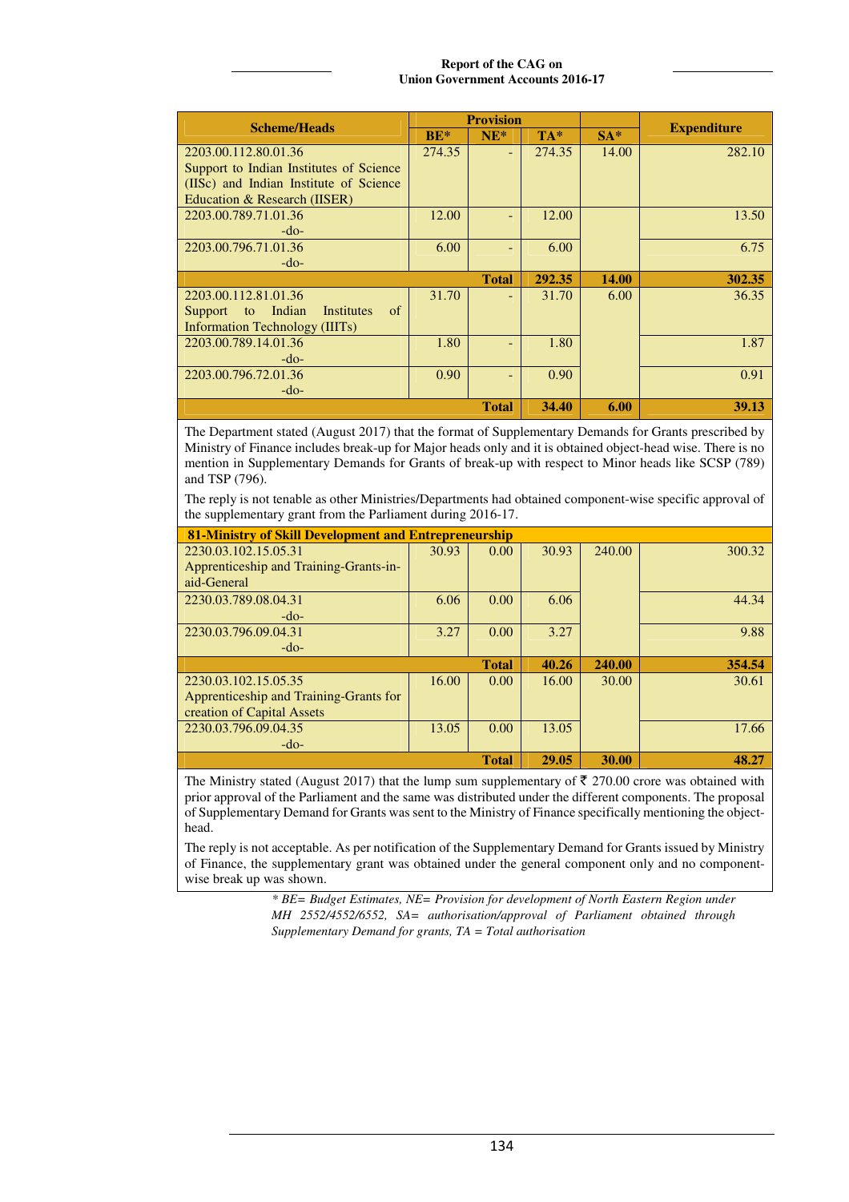| Scheme/Heads | Provision | | | | Expenditure |
|---|---|---|---|---|---|
| | BE* | NE* | TA* | SA* | |
| 2203.00.112.80.01.36 Support to Indian Institutes of Science (IISc) and Indian Institute of Science Education & Research (IISER) | 274.35 | - | 274.35 | 14.00 | 282.10 |
| 2203.00.789.71.01.36 -do- | 12.00 | - | 12.00 | | 13.50 |
| 2203.00.796.71.01.36 -do- | 6.00 | - | 6.00 | | 6.75 |
| | | **Total** | **292.35** | **14.00** | **302.35** |
| 2203.00.112.81.01.36 Support to Indian Institutes of Information Technology (IIITs) | 31.70 | - | 31.70 | 6.00 | 36.35 |
| 2203.00.789.14.01.36 -do- | 1.80 | - | 1.80 | | 1.87 |
| 2203.00.796.72.01.36 -do- | 0.90 | - | 0.90 | | 0.91 |
| | | **Total** | **34.40** | **6.00** | **39.13** |

The Department stated (August 2017) that the format of Supplementary Demands for Grants prescribed by Ministry of Finance includes break-up for Major heads only and it is obtained object-head wise. There is no mention in Supplementary Demands for Grants of break-up with respect to Minor heads like SCSP (789) and TSP (796).

The reply is not tenable as other Ministries/Departments had obtained component-wise specific approval of the supplementary grant from the Parliament during 2016-17.

| **81-Ministry of Skill Development and Entrepreneurship** | | | | | |
|---|---|---|---|---|---|
| 2230.03.102.15.05.31 Apprenticeship and Training-Grants-in-aid-General | 30.93 | 0.00 | 30.93 | 240.00 | 300.32 |
| 2230.03.789.08.04.31 -do- | 6.06 | 0.00 | 6.06 | | 44.34 |
| 2230.03.796.09.04.31 -do- | 3.27 | 0.00 | 3.27 | | 9.88 |
| | | **Total** | **40.26** | **240.00** | **354.54** |
| 2230.03.102.15.05.35 Apprenticeship and Training-Grants for creation of Capital Assets | 16.00 | 0.00 | 16.00 | 30.00 | 30.61 |
| 2230.03.796.09.04.35 -do- | 13.05 | 0.00 | 13.05 | | 17.66 |
| | | **Total** | **29.05** | **30.00** | **48.27** |

The Ministry stated (August 2017) that the lump sum supplementary of ₹ 270.00 crore was obtained with prior approval of the Parliament and the same was distributed under the different components. The proposal of Supplementary Demand for Grants was sent to the Ministry of Finance specifically mentioning the object-head.

The reply is not acceptable. As per notification of the Supplementary Demand for Grants issued by Ministry of Finance, the supplementary grant was obtained under the general component only and no component-wise break up was shown.

*\* BE= Budget Estimates, NE= Provision for development of North Eastern Region under MH 2552/4552/6552, SA= authorisation/approval of Parliament obtained through Supplementary Demand for grants, TA = Total authorisation*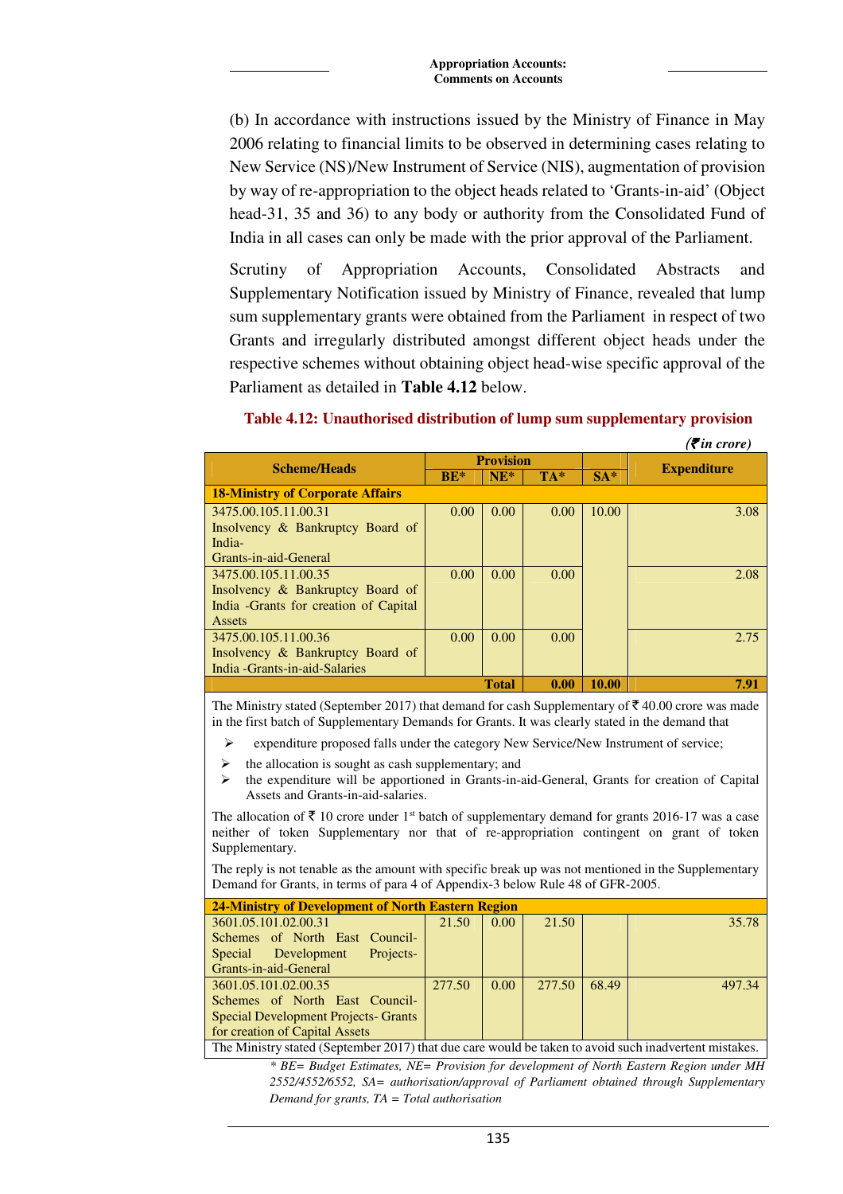(b) In accordance with instructions issued by the Ministry of Finance in May 2006 relating to financial limits to be observed in determining cases relating to New Service (NS)/New Instrument of Service (NIS), augmentation of provision by way of re-appropriation to the object heads related to 'Grants-in-aid' (Object head-31, 35 and 36) to any body or authority from the Consolidated Fund of India in all cases can only be made with the prior approval of the Parliament.

Scrutiny of Appropriation Accounts, Consolidated Abstracts and Supplementary Notification issued by Ministry of Finance, revealed that lump sum supplementary grants were obtained from the Parliament in respect of two Grants and irregularly distributed amongst different object heads under the respective schemes without obtaining object head-wise specific approval of the Parliament as detailed in **Table 4.12** below.

**Table 4.12: Unauthorised distribution of lump sum supplementary provision**

*(₹ in crore)*

| Scheme/Heads | Provision | | | | Expenditure |
|---|---|---|---|---|---|
| | BE* | NE* | TA* | SA* | |
| **18-Ministry of Corporate Affairs** | | | | | |
| 3475.00.105.11.00.31 Insolvency & Bankruptcy Board of India- Grants-in-aid-General | 0.00 | 0.00 | 0.00 | 10.00 | 3.08 |
| 3475.00.105.11.00.35 Insolvency & Bankruptcy Board of India -Grants for creation of Capital Assets | 0.00 | 0.00 | 0.00 | | 2.08 |
| 3475.00.105.11.00.36 Insolvency & Bankruptcy Board of India -Grants-in-aid-Salaries | 0.00 | 0.00 | 0.00 | | 2.75 |
| | | **Total** | **0.00** | **10.00** | **7.91** |

The Ministry stated (September 2017) that demand for cash Supplementary of ₹ 40.00 crore was made in the first batch of Supplementary Demands for Grants. It was clearly stated in the demand that

- expenditure proposed falls under the category New Service/New Instrument of service;
- the allocation is sought as cash supplementary; and
- the expenditure will be apportioned in Grants-in-aid-General, Grants for creation of Capital Assets and Grants-in-aid-salaries.

The allocation of ₹ 10 crore under 1st batch of supplementary demand for grants 2016-17 was a case neither of token Supplementary nor that of re-appropriation contingent on grant of token Supplementary.

The reply is not tenable as the amount with specific break up was not mentioned in the Supplementary Demand for Grants, in terms of para 4 of Appendix-3 below Rule 48 of GFR-2005.

| Scheme/Heads | BE* | NE* | TA* | SA* | Expenditure |
|---|---|---|---|---|---|
| **24-Ministry of Development of North Eastern Region** | | | | | |
| 3601.05.101.02.00.31 Schemes of North East Council- Special Development Projects- Grants-in-aid-General | 21.50 | 0.00 | 21.50 | | 35.78 |
| 3601.05.101.02.00.35 Schemes of North East Council- Special Development Projects- Grants for creation of Capital Assets | 277.50 | 0.00 | 277.50 | 68.49 | 497.34 |

The Ministry stated (September 2017) that due care would be taken to avoid such inadvertent mistakes.

*\* BE= Budget Estimates, NE= Provision for development of North Eastern Region under MH 2552/4552/6552, SA= authorisation/approval of Parliament obtained through Supplementary Demand for grants, TA = Total authorisation*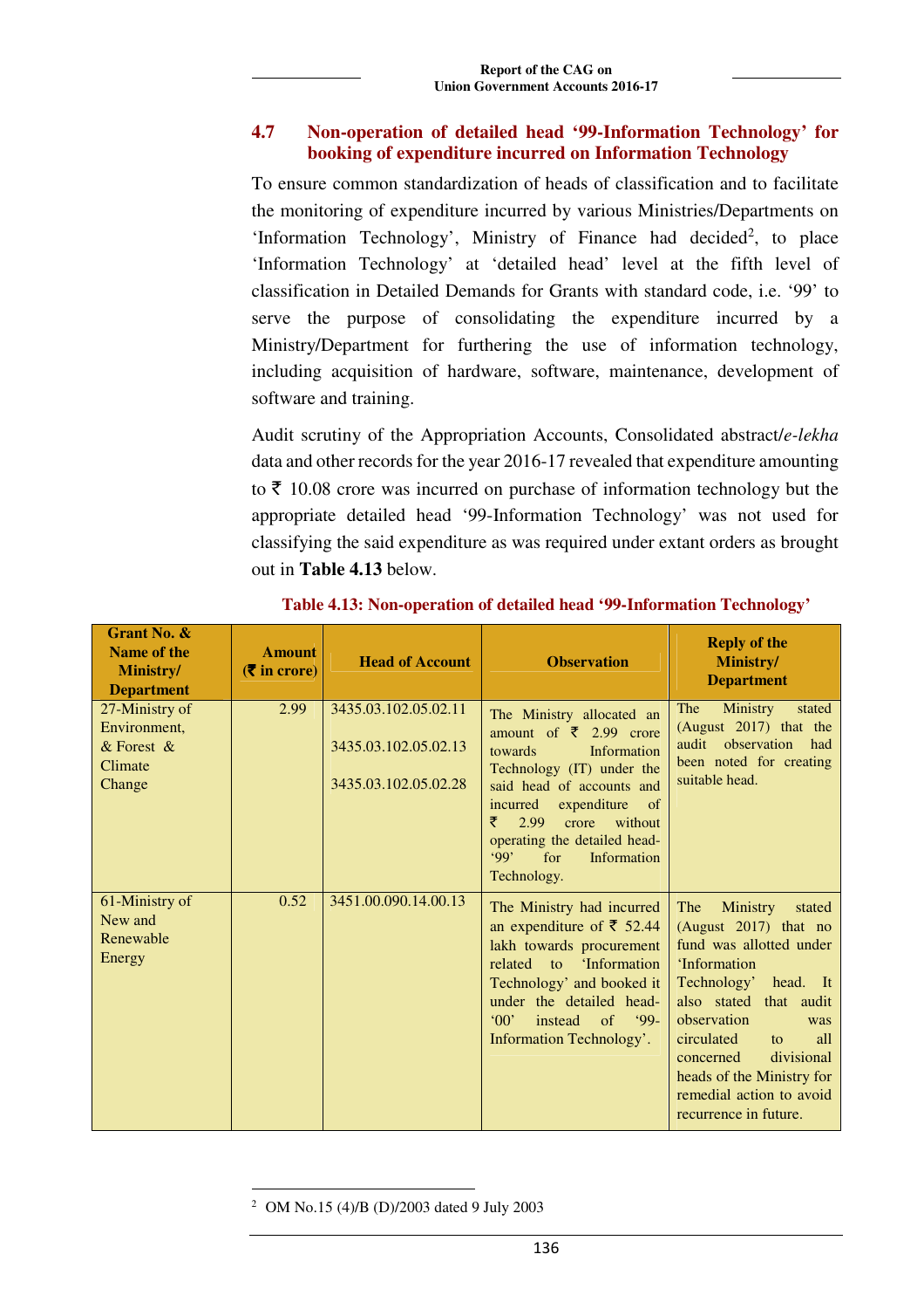## 4.7 Non-operation of detailed head '99-Information Technology' for booking of expenditure incurred on Information Technology

To ensure common standardization of heads of classification and to facilitate the monitoring of expenditure incurred by various Ministries/Departments on 'Information Technology', Ministry of Finance had decided[2], to place 'Information Technology' at 'detailed head' level at the fifth level of classification in Detailed Demands for Grants with standard code, i.e. '99' to serve the purpose of consolidating the expenditure incurred by a Ministry/Department for furthering the use of information technology, including acquisition of hardware, software, maintenance, development of software and training.

Audit scrutiny of the Appropriation Accounts, Consolidated abstract/*e-lekha* data and other records for the year 2016-17 revealed that expenditure amounting to ₹ 10.08 crore was incurred on purchase of information technology but the appropriate detailed head '99-Information Technology' was not used for classifying the said expenditure as was required under extant orders as brought out in **Table 4.13** below.

**Table 4.13: Non-operation of detailed head '99-Information Technology'**

| Grant No. & Name of the Ministry/ Department | Amount (₹ in crore) | Head of Account | Observation | Reply of the Ministry/ Department |
|---|---|---|---|---|
| 27-Ministry of Environment, & Forest & Climate Change | 2.99 | 3435.03.102.05.02.11<br>3435.03.102.05.02.13<br>3435.03.102.05.02.28 | The Ministry allocated an amount of ₹ 2.99 crore towards Information Technology (IT) under the said head of accounts and incurred expenditure of ₹ 2.99 crore without operating the detailed head-'99' for Information Technology. | The Ministry stated (August 2017) that the audit observation had been noted for creating suitable head. |
| 61-Ministry of New and Renewable Energy | 0.52 | 3451.00.090.14.00.13 | The Ministry had incurred an expenditure of ₹ 52.44 lakh towards procurement related to 'Information Technology' and booked it under the detailed head-'00' instead of '99-Information Technology'. | The Ministry stated (August 2017) that no fund was allotted under 'Information Technology' head. It also stated that audit observation was circulated to all concerned divisional heads of the Ministry for remedial action to avoid recurrence in future. |

[2] OM No.15 (4)/B (D)/2003 dated 9 July 2003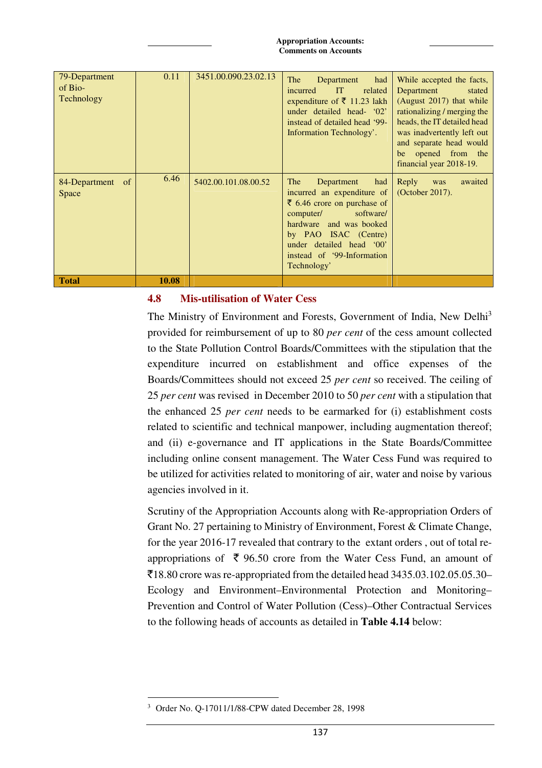| 79-Department of Bio-Technology | 0.11 | 3451.00.090.23.02.13 | The Department had incurred IT related expenditure of ₹ 11.23 lakh under detailed head- '02' instead of detailed head '99-Information Technology'. | While accepted the facts, Department stated (August 2017) that while rationalizing / merging the heads, the IT detailed head was inadvertently left out and separate head would be opened from the financial year 2018-19. |
|---|---|---|---|---|
| 84-Department of Space | 6.46 | 5402.00.101.08.00.52 | The Department had incurred an expenditure of ₹ 6.46 crore on purchase of computer/ software/ hardware and was booked by PAO ISAC (Centre) under detailed head '00' instead of '99-Information Technology' | Reply was awaited (October 2017). |
| **Total** | **10.08** | | | |

## 4.8 Mis-utilisation of Water Cess

The Ministry of Environment and Forests, Government of India, New Delhi[3] provided for reimbursement of up to 80 *per cent* of the cess amount collected to the State Pollution Control Boards/Committees with the stipulation that the expenditure incurred on establishment and office expenses of the Boards/Committees should not exceed 25 *per cent* so received. The ceiling of 25 *per cent* was revised in December 2010 to 50 *per cent* with a stipulation that the enhanced 25 *per cent* needs to be earmarked for (i) establishment costs related to scientific and technical manpower, including augmentation thereof; and (ii) e-governance and IT applications in the State Boards/Committee including online consent management. The Water Cess Fund was required to be utilized for activities related to monitoring of air, water and noise by various agencies involved in it.

Scrutiny of the Appropriation Accounts along with Re-appropriation Orders of Grant No. 27 pertaining to Ministry of Environment, Forest & Climate Change, for the year 2016-17 revealed that contrary to the extant orders , out of total re-appropriations of ₹ 96.50 crore from the Water Cess Fund, an amount of ₹18.80 crore was re-appropriated from the detailed head 3435.03.102.05.05.30–Ecology and Environment–Environmental Protection and Monitoring–Prevention and Control of Water Pollution (Cess)–Other Contractual Services to the following heads of accounts as detailed in **Table 4.14** below:

[3] Order No. Q-17011/1/88-CPW dated December 28, 1998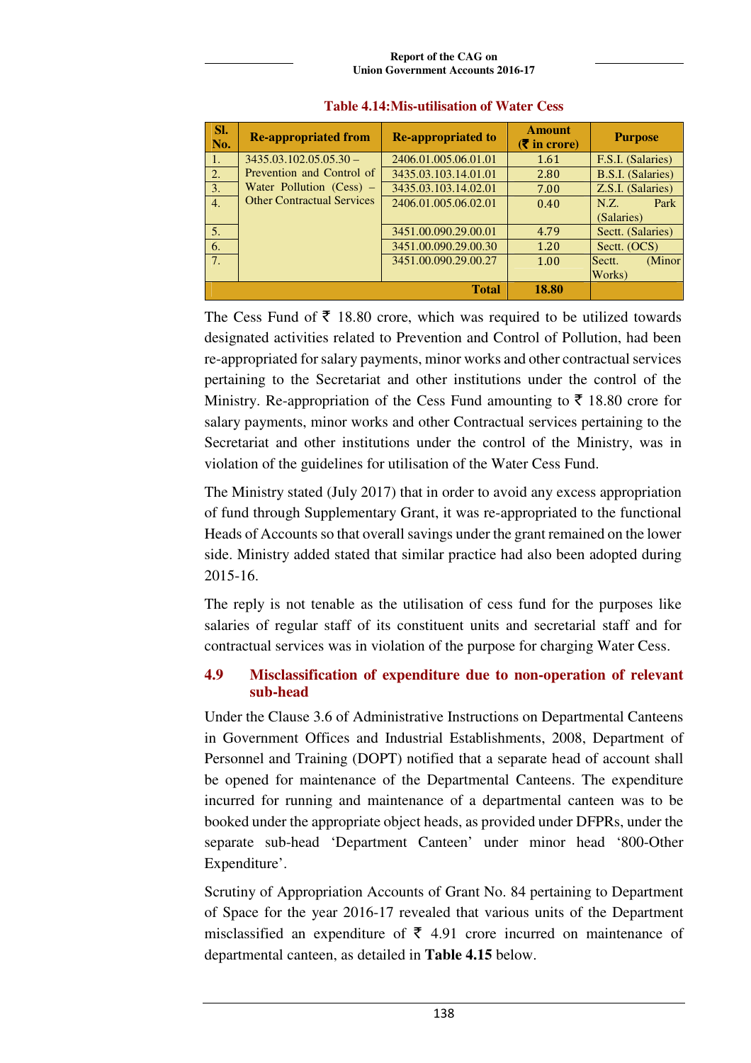**Table 4.14: Mis-utilisation of Water Cess**

| Sl. No. | Re-appropriated from | Re-appropriated to | Amount (₹ in crore) | Purpose |
|---|---|---|---|---|
| 1. | 3435.03.102.05.05.30 – Prevention and Control of Water Pollution (Cess) – Other Contractual Services | 2406.01.005.06.01.01 | 1.61 | F.S.I. (Salaries) |
| 2. | | 3435.03.103.14.01.01 | 2.80 | B.S.I. (Salaries) |
| 3. | | 3435.03.103.14.02.01 | 7.00 | Z.S.I. (Salaries) |
| 4. | | 2406.01.005.06.02.01 | 0.40 | N.Z. Park (Salaries) |
| 5. | | 3451.00.090.29.00.01 | 4.79 | Sectt. (Salaries) |
| 6. | | 3451.00.090.29.00.30 | 1.20 | Sectt. (OCS) |
| 7. | | 3451.00.090.29.00.27 | 1.00 | Sectt. (Minor Works) |
| | | **Total** | **18.80** | |

The Cess Fund of ₹ 18.80 crore, which was required to be utilized towards designated activities related to Prevention and Control of Pollution, had been re-appropriated for salary payments, minor works and other contractual services pertaining to the Secretariat and other institutions under the control of the Ministry. Re-appropriation of the Cess Fund amounting to ₹ 18.80 crore for salary payments, minor works and other Contractual services pertaining to the Secretariat and other institutions under the control of the Ministry, was in violation of the guidelines for utilisation of the Water Cess Fund.

The Ministry stated (July 2017) that in order to avoid any excess appropriation of fund through Supplementary Grant, it was re-appropriated to the functional Heads of Accounts so that overall savings under the grant remained on the lower side. Ministry added stated that similar practice had also been adopted during 2015-16.

The reply is not tenable as the utilisation of cess fund for the purposes like salaries of regular staff of its constituent units and secretarial staff and for contractual services was in violation of the purpose for charging Water Cess.

## 4.9 Misclassification of expenditure due to non-operation of relevant sub-head

Under the Clause 3.6 of Administrative Instructions on Departmental Canteens in Government Offices and Industrial Establishments, 2008, Department of Personnel and Training (DOPT) notified that a separate head of account shall be opened for maintenance of the Departmental Canteens. The expenditure incurred for running and maintenance of a departmental canteen was to be booked under the appropriate object heads, as provided under DFPRs, under the separate sub-head 'Department Canteen' under minor head '800-Other Expenditure'.

Scrutiny of Appropriation Accounts of Grant No. 84 pertaining to Department of Space for the year 2016-17 revealed that various units of the Department misclassified an expenditure of ₹ 4.91 crore incurred on maintenance of departmental canteen, as detailed in **Table 4.15** below.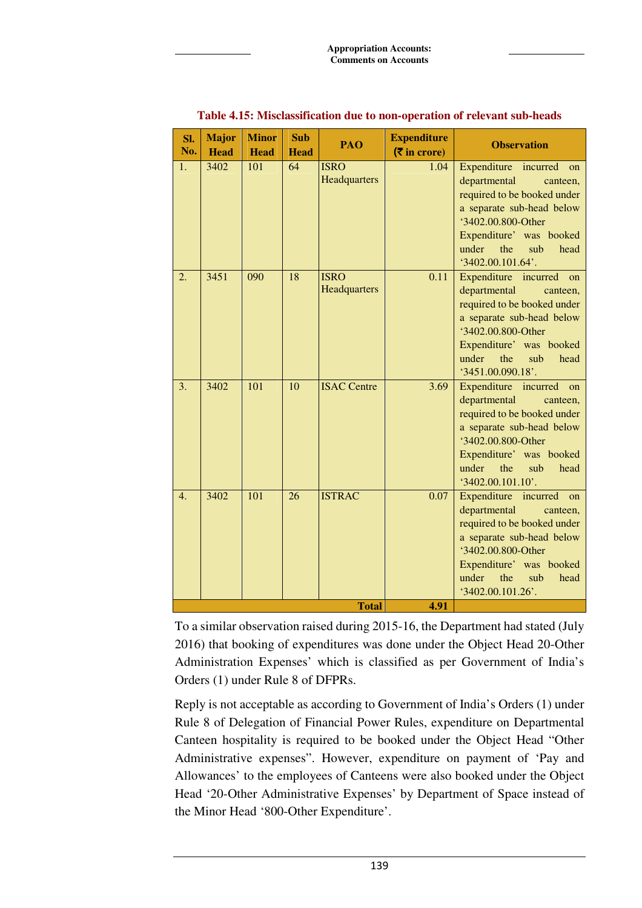**Table 4.15: Misclassification due to non-operation of relevant sub-heads**

| Sl. No. | Major Head | Minor Head | Sub Head | PAO | Expenditure (₹ in crore) | Observation |
|---|---|---|---|---|---|---|
| 1. | 3402 | 101 | 64 | ISRO Headquarters | 1.04 | Expenditure incurred on departmental canteen, required to be booked under a separate sub-head below '3402.00.800-Other Expenditure' was booked under the sub head '3402.00.101.64'. |
| 2. | 3451 | 090 | 18 | ISRO Headquarters | 0.11 | Expenditure incurred on departmental canteen, required to be booked under a separate sub-head below '3402.00.800-Other Expenditure' was booked under the sub head '3451.00.090.18'. |
| 3. | 3402 | 101 | 10 | ISAC Centre | 3.69 | Expenditure incurred on departmental canteen, required to be booked under a separate sub-head below '3402.00.800-Other Expenditure' was booked under the sub head '3402.00.101.10'. |
| 4. | 3402 | 101 | 26 | ISTRAC | 0.07 | Expenditure incurred on departmental canteen, required to be booked under a separate sub-head below '3402.00.800-Other Expenditure' was booked under the sub head '3402.00.101.26'. |
| | | | | **Total** | **4.91** | |

To a similar observation raised during 2015-16, the Department had stated (July 2016) that booking of expenditures was done under the Object Head 20-Other Administration Expenses' which is classified as per Government of India's Orders (1) under Rule 8 of DFPRs.

Reply is not acceptable as according to Government of India's Orders (1) under Rule 8 of Delegation of Financial Power Rules, expenditure on Departmental Canteen hospitality is required to be booked under the Object Head "Other Administrative expenses". However, expenditure on payment of 'Pay and Allowances' to the employees of Canteens were also booked under the Object Head '20-Other Administrative Expenses' by Department of Space instead of the Minor Head '800-Other Expenditure'.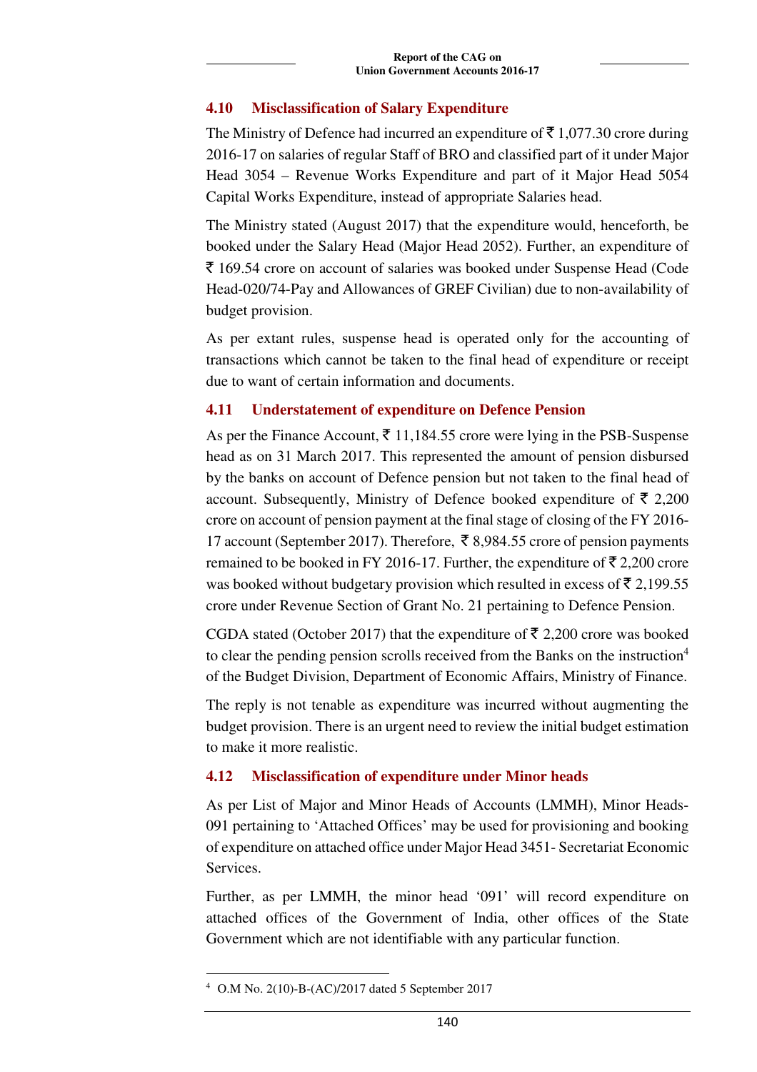### 4.10 Misclassification of Salary Expenditure

The Ministry of Defence had incurred an expenditure of ₹ 1,077.30 crore during 2016-17 on salaries of regular Staff of BRO and classified part of it under Major Head 3054 – Revenue Works Expenditure and part of it Major Head 5054 Capital Works Expenditure, instead of appropriate Salaries head.

The Ministry stated (August 2017) that the expenditure would, henceforth, be booked under the Salary Head (Major Head 2052). Further, an expenditure of ₹ 169.54 crore on account of salaries was booked under Suspense Head (Code Head-020/74-Pay and Allowances of GREF Civilian) due to non-availability of budget provision.

As per extant rules, suspense head is operated only for the accounting of transactions which cannot be taken to the final head of expenditure or receipt due to want of certain information and documents.

### 4.11 Understatement of expenditure on Defence Pension

As per the Finance Account, ₹ 11,184.55 crore were lying in the PSB-Suspense head as on 31 March 2017. This represented the amount of pension disbursed by the banks on account of Defence pension but not taken to the final head of account. Subsequently, Ministry of Defence booked expenditure of ₹ 2,200 crore on account of pension payment at the final stage of closing of the FY 2016-17 account (September 2017). Therefore, ₹ 8,984.55 crore of pension payments remained to be booked in FY 2016-17. Further, the expenditure of ₹ 2,200 crore was booked without budgetary provision which resulted in excess of ₹ 2,199.55 crore under Revenue Section of Grant No. 21 pertaining to Defence Pension.

CGDA stated (October 2017) that the expenditure of ₹ 2,200 crore was booked to clear the pending pension scrolls received from the Banks on the instruction[4] of the Budget Division, Department of Economic Affairs, Ministry of Finance.

The reply is not tenable as expenditure was incurred without augmenting the budget provision. There is an urgent need to review the initial budget estimation to make it more realistic.

### 4.12 Misclassification of expenditure under Minor heads

As per List of Major and Minor Heads of Accounts (LMMH), Minor Heads-091 pertaining to 'Attached Offices' may be used for provisioning and booking of expenditure on attached office under Major Head 3451- Secretariat Economic Services.

Further, as per LMMH, the minor head '091' will record expenditure on attached offices of the Government of India, other offices of the State Government which are not identifiable with any particular function.

---

[4] O.M No. 2(10)-B-(AC)/2017 dated 5 September 2017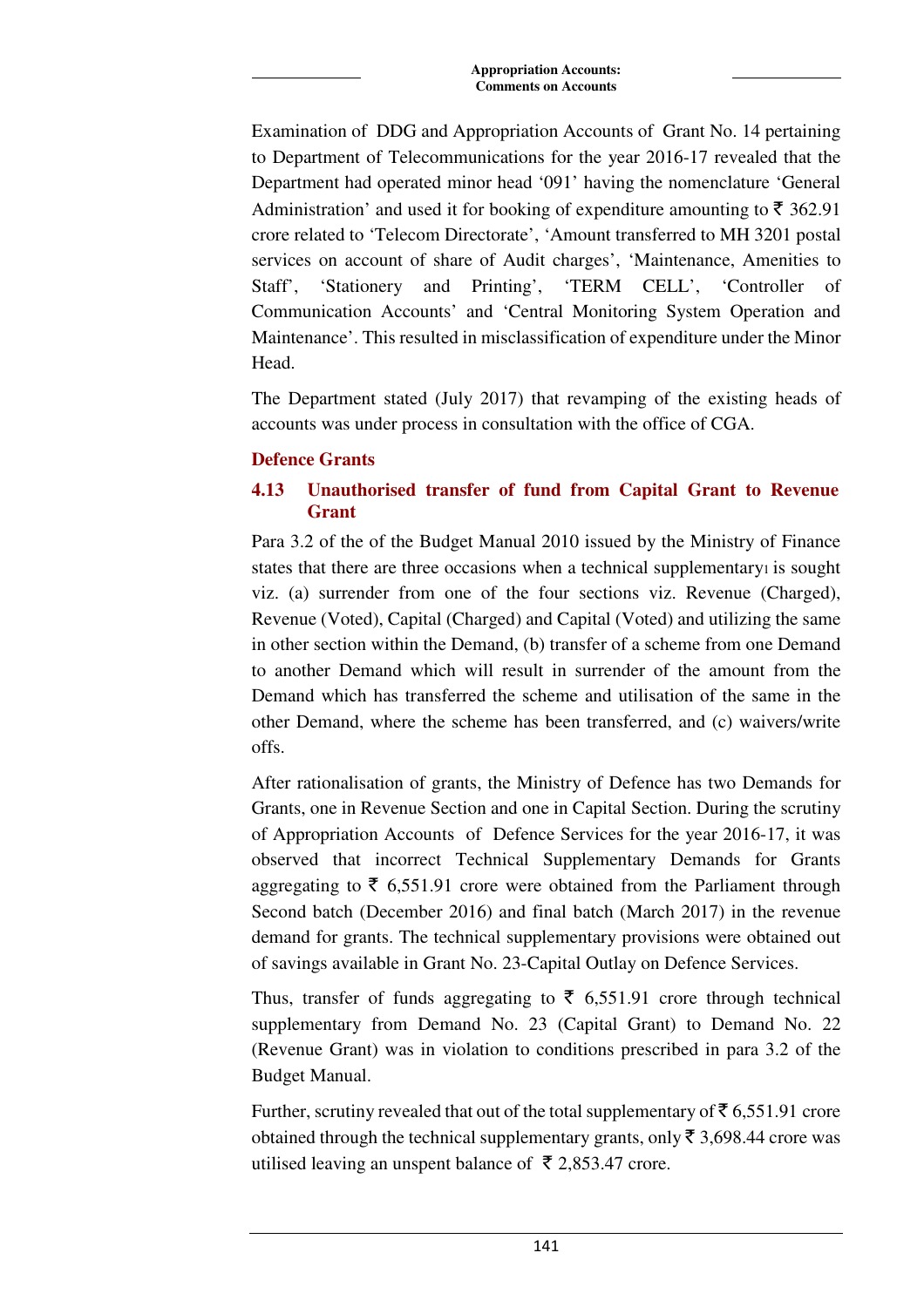Examination of DDG and Appropriation Accounts of Grant No. 14 pertaining to Department of Telecommunications for the year 2016-17 revealed that the Department had operated minor head '091' having the nomenclature 'General Administration' and used it for booking of expenditure amounting to ₹ 362.91 crore related to 'Telecom Directorate', 'Amount transferred to MH 3201 postal services on account of share of Audit charges', 'Maintenance, Amenities to Staff', 'Stationery and Printing', 'TERM CELL', 'Controller of Communication Accounts' and 'Central Monitoring System Operation and Maintenance'. This resulted in misclassification of expenditure under the Minor Head.

The Department stated (July 2017) that revamping of the existing heads of accounts was under process in consultation with the office of CGA.

### Defence Grants

### 4.13 Unauthorised transfer of fund from Capital Grant to Revenue Grant

Para 3.2 of the of the Budget Manual 2010 issued by the Ministry of Finance states that there are three occasions when a technical supplementary[1] is sought viz. (a) surrender from one of the four sections viz. Revenue (Charged), Revenue (Voted), Capital (Charged) and Capital (Voted) and utilizing the same in other section within the Demand, (b) transfer of a scheme from one Demand to another Demand which will result in surrender of the amount from the Demand which has transferred the scheme and utilisation of the same in the other Demand, where the scheme has been transferred, and (c) waivers/write offs.

After rationalisation of grants, the Ministry of Defence has two Demands for Grants, one in Revenue Section and one in Capital Section. During the scrutiny of Appropriation Accounts of Defence Services for the year 2016-17, it was observed that incorrect Technical Supplementary Demands for Grants aggregating to ₹ 6,551.91 crore were obtained from the Parliament through Second batch (December 2016) and final batch (March 2017) in the revenue demand for grants. The technical supplementary provisions were obtained out of savings available in Grant No. 23-Capital Outlay on Defence Services.

Thus, transfer of funds aggregating to ₹ 6,551.91 crore through technical supplementary from Demand No. 23 (Capital Grant) to Demand No. 22 (Revenue Grant) was in violation to conditions prescribed in para 3.2 of the Budget Manual.

Further, scrutiny revealed that out of the total supplementary of ₹ 6,551.91 crore obtained through the technical supplementary grants, only ₹ 3,698.44 crore was utilised leaving an unspent balance of ₹ 2,853.47 crore.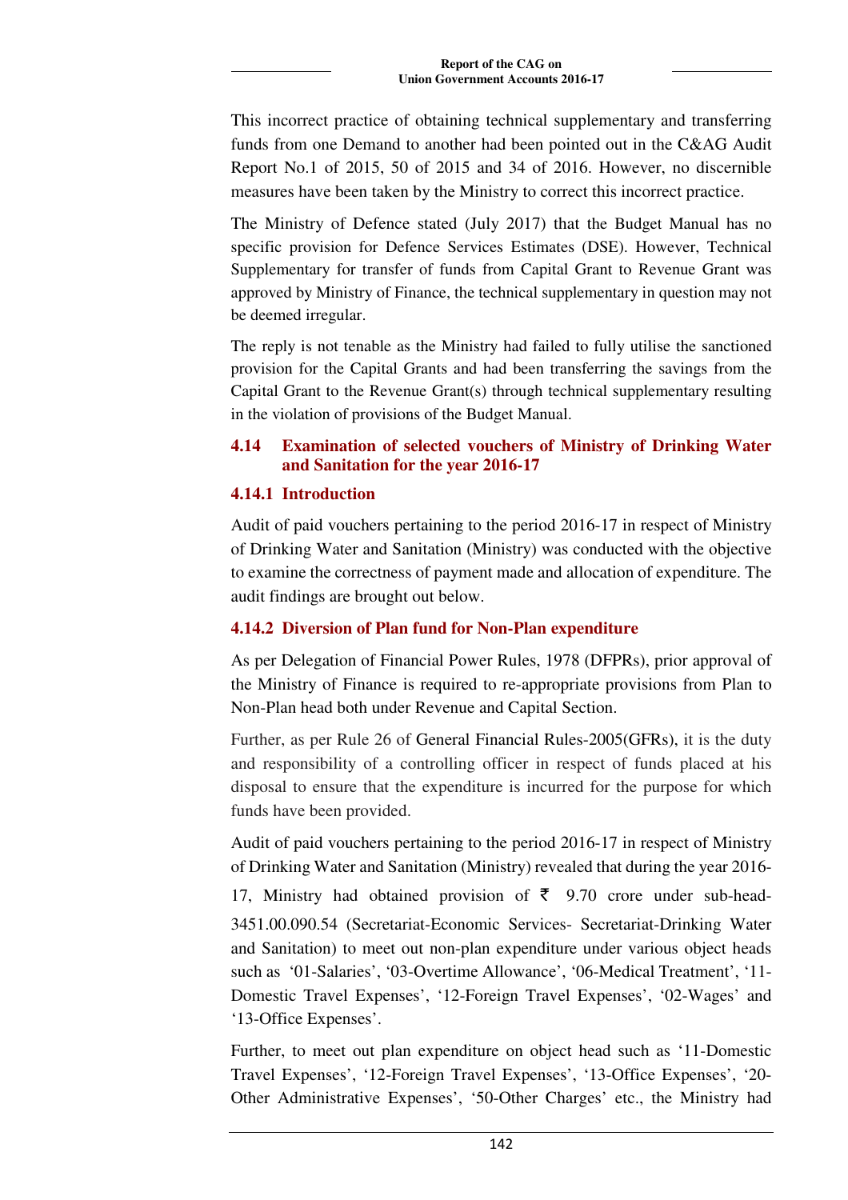This incorrect practice of obtaining technical supplementary and transferring funds from one Demand to another had been pointed out in the C&AG Audit Report No.1 of 2015, 50 of 2015 and 34 of 2016. However, no discernible measures have been taken by the Ministry to correct this incorrect practice.

The Ministry of Defence stated (July 2017) that the Budget Manual has no specific provision for Defence Services Estimates (DSE). However, Technical Supplementary for transfer of funds from Capital Grant to Revenue Grant was approved by Ministry of Finance, the technical supplementary in question may not be deemed irregular.

The reply is not tenable as the Ministry had failed to fully utilise the sanctioned provision for the Capital Grants and had been transferring the savings from the Capital Grant to the Revenue Grant(s) through technical supplementary resulting in the violation of provisions of the Budget Manual.

## 4.14 Examination of selected vouchers of Ministry of Drinking Water and Sanitation for the year 2016-17

### 4.14.1 Introduction

Audit of paid vouchers pertaining to the period 2016-17 in respect of Ministry of Drinking Water and Sanitation (Ministry) was conducted with the objective to examine the correctness of payment made and allocation of expenditure. The audit findings are brought out below.

### 4.14.2 Diversion of Plan fund for Non-Plan expenditure

As per Delegation of Financial Power Rules, 1978 (DFPRs), prior approval of the Ministry of Finance is required to re-appropriate provisions from Plan to Non-Plan head both under Revenue and Capital Section.

Further, as per Rule 26 of General Financial Rules-2005(GFRs), it is the duty and responsibility of a controlling officer in respect of funds placed at his disposal to ensure that the expenditure is incurred for the purpose for which funds have been provided.

Audit of paid vouchers pertaining to the period 2016-17 in respect of Ministry of Drinking Water and Sanitation (Ministry) revealed that during the year 2016-17, Ministry had obtained provision of ₹ 9.70 crore under sub-head-3451.00.090.54 (Secretariat-Economic Services- Secretariat-Drinking Water and Sanitation) to meet out non-plan expenditure under various object heads such as '01-Salaries', '03-Overtime Allowance', '06-Medical Treatment', '11-Domestic Travel Expenses', '12-Foreign Travel Expenses', '02-Wages' and '13-Office Expenses'.

Further, to meet out plan expenditure on object head such as '11-Domestic Travel Expenses', '12-Foreign Travel Expenses', '13-Office Expenses', '20-Other Administrative Expenses', '50-Other Charges' etc., the Ministry had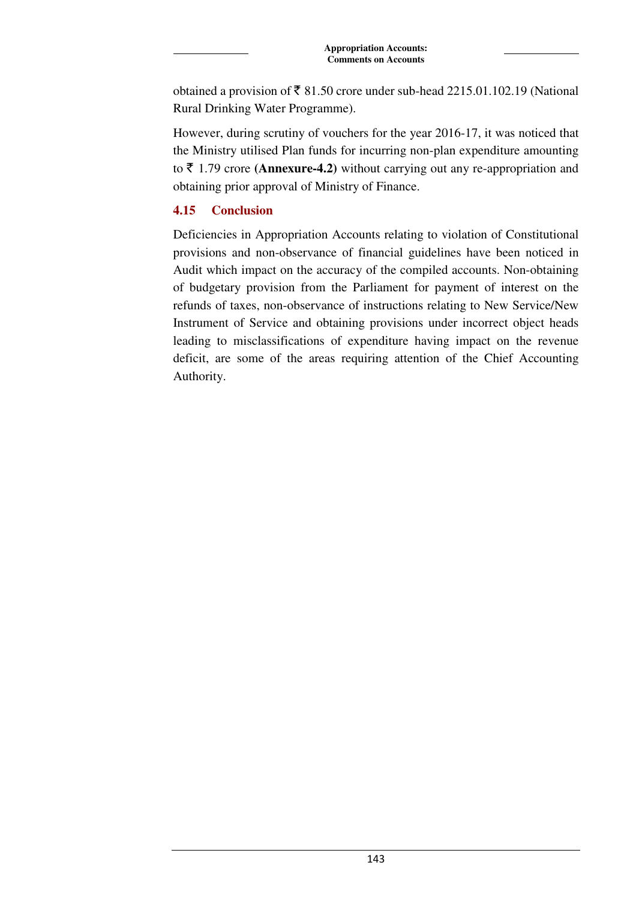obtained a provision of ₹ 81.50 crore under sub-head 2215.01.102.19 (National Rural Drinking Water Programme).

However, during scrutiny of vouchers for the year 2016-17, it was noticed that the Ministry utilised Plan funds for incurring non-plan expenditure amounting to ₹ 1.79 crore **(Annexure-4.2)** without carrying out any re-appropriation and obtaining prior approval of Ministry of Finance.

## 4.15 Conclusion

Deficiencies in Appropriation Accounts relating to violation of Constitutional provisions and non-observance of financial guidelines have been noticed in Audit which impact on the accuracy of the compiled accounts. Non-obtaining of budgetary provision from the Parliament for payment of interest on the refunds of taxes, non-observance of instructions relating to New Service/New Instrument of Service and obtaining provisions under incorrect object heads leading to misclassifications of expenditure having impact on the revenue deficit, are some of the areas requiring attention of the Chief Accounting Authority.